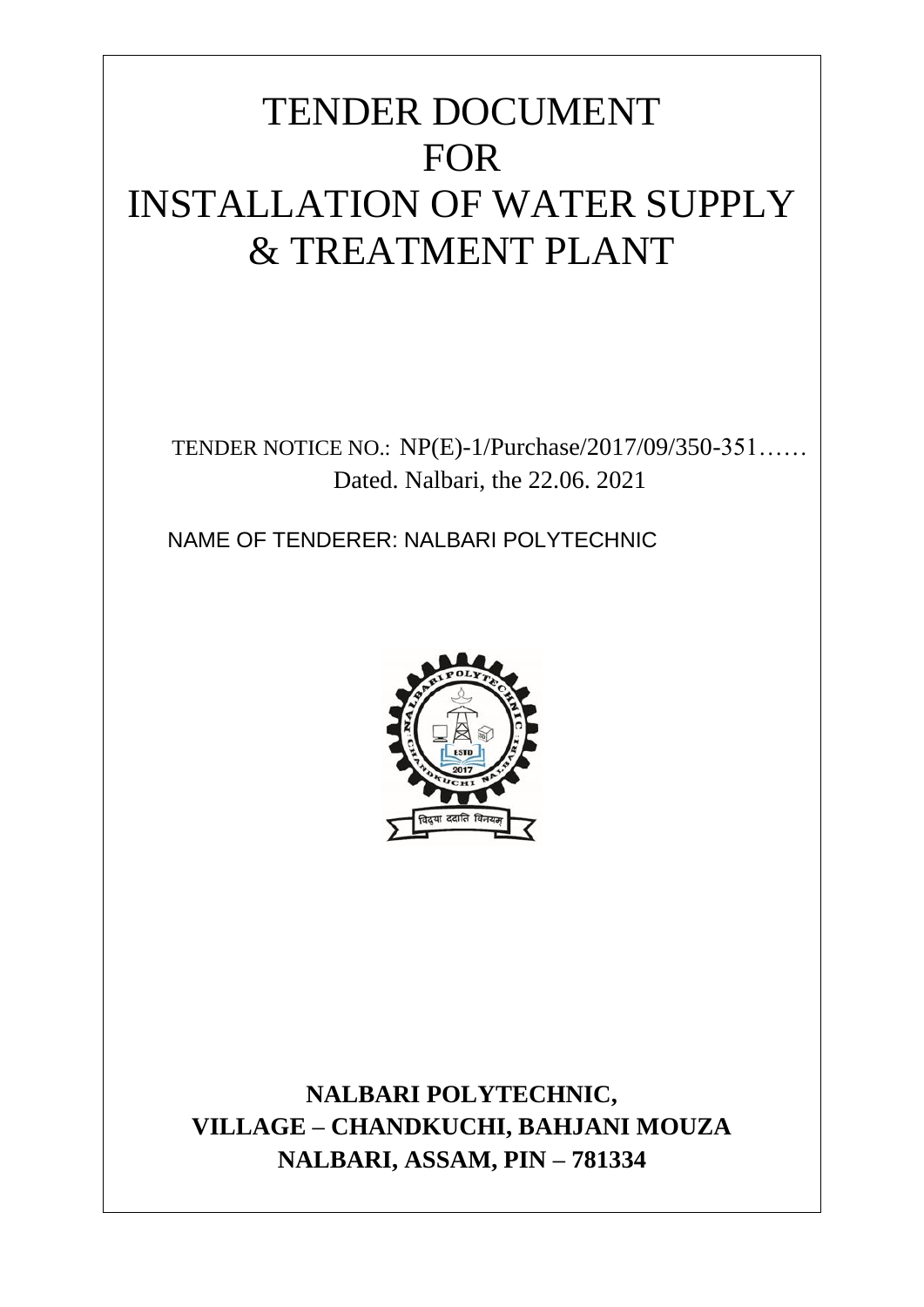# TENDER DOCUMENT
# FOR
# INSTALLATION OF WATER SUPPLY & TREATMENT PLANT

TENDER NOTICE NO.: NP(E)-1/Purchase/2017/09/350-351……
Dated. Nalbari, the 22.06. 2021

NAME OF TENDERER: NALBARI POLYTECHNIC

**NALBARI POLYTECHNIC,**
**VILLAGE – CHANDKUCHI, BAHJANI MOUZA**
**NALBARI, ASSAM, PIN – 781334**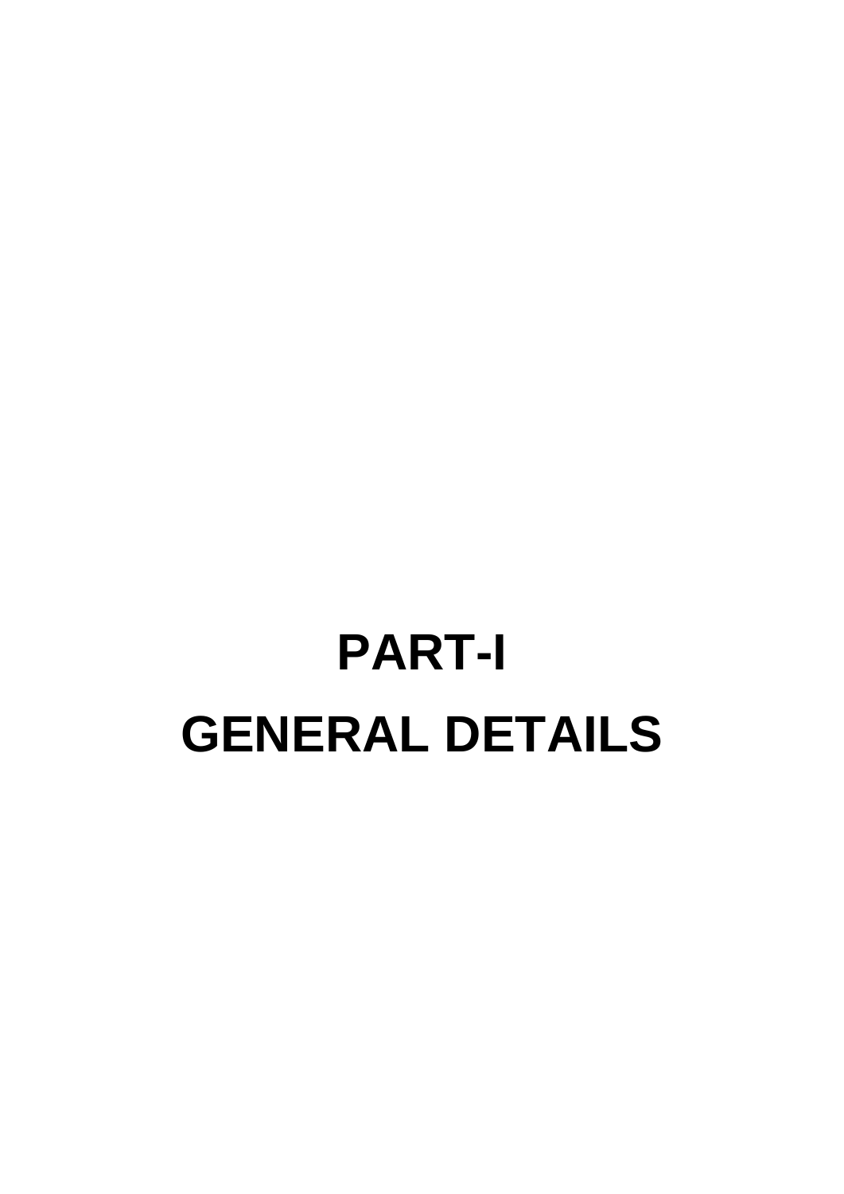# PART-I

# GENERAL DETAILS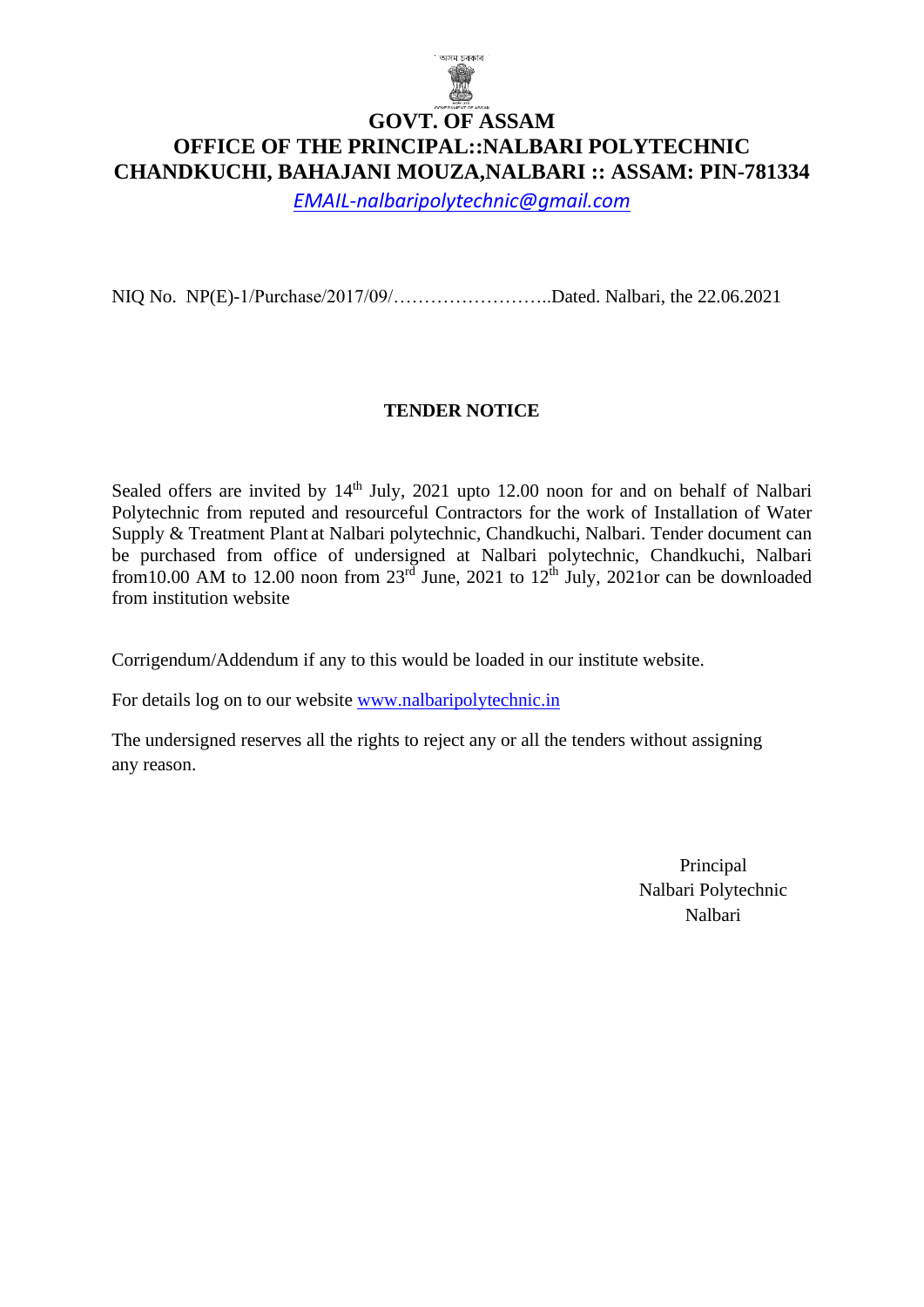আসম চৰকাৰ

# GOVT. OF ASSAM
## OFFICE OF THE PRINCIPAL::NALBARI POLYTECHNIC
## CHANDKUCHI, BAHAJANI MOUZA,NALBARI :: ASSAM: PIN-781334

*EMAIL-nalbaripolytechnic@gmail.com*

NIQ No. NP(E)-1/Purchase/2017/09/……………………..Dated. Nalbari, the 22.06.2021

### TENDER NOTICE

Sealed offers are invited by 14th July, 2021 upto 12.00 noon for and on behalf of Nalbari Polytechnic from reputed and resourceful Contractors for the work of Installation of Water Supply & Treatment Plant at Nalbari polytechnic, Chandkuchi, Nalbari. Tender document can be purchased from office of undersigned at Nalbari polytechnic, Chandkuchi, Nalbari from10.00 AM to 12.00 noon from 23rd June, 2021 to 12th July, 2021or can be downloaded from institution website

Corrigendum/Addendum if any to this would be loaded in our institute website.

For details log on to our website www.nalbaripolytechnic.in

The undersigned reserves all the rights to reject any or all the tenders without assigning any reason.

Principal
Nalbari Polytechnic
Nalbari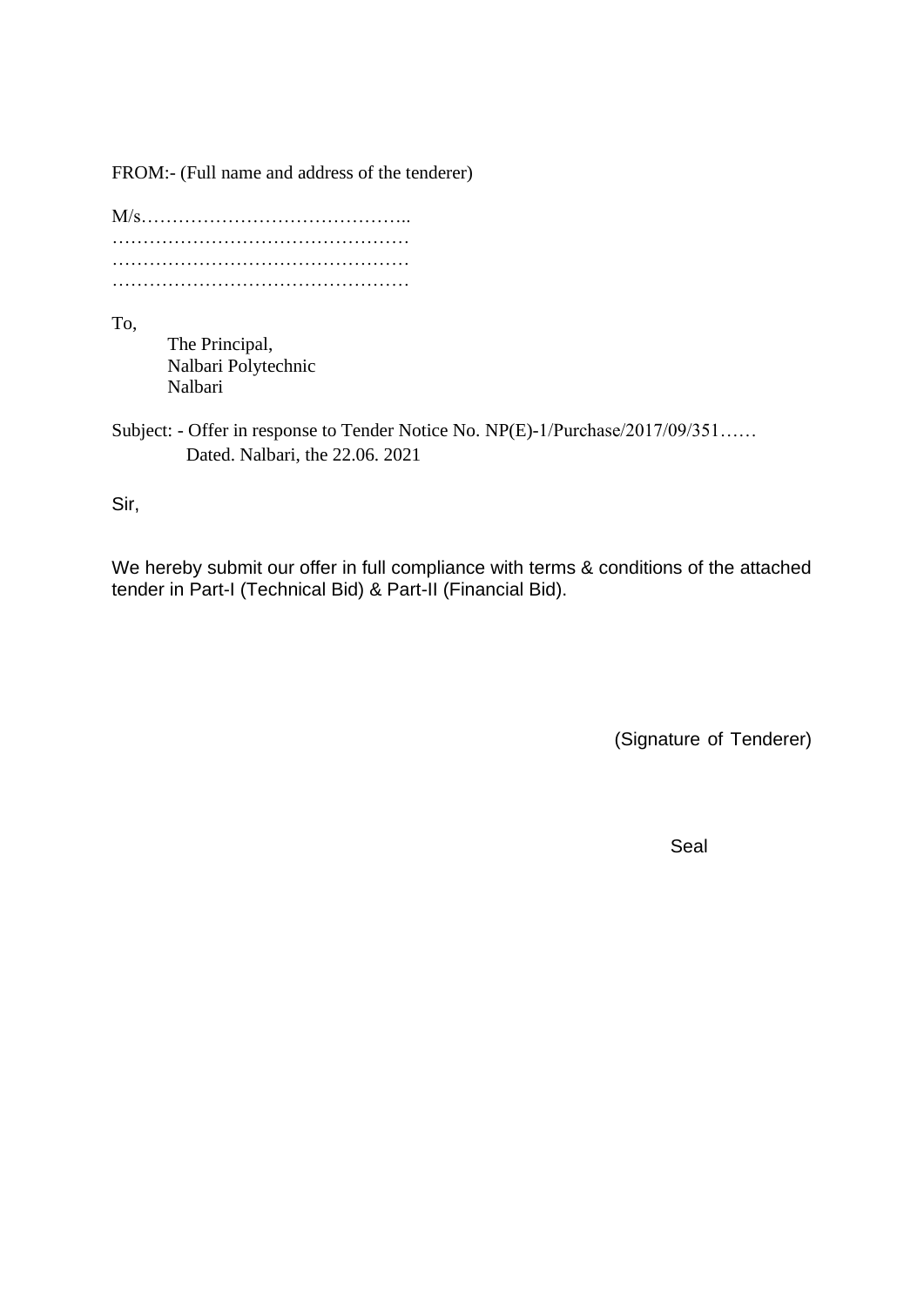FROM:- (Full name and address of the tenderer)

M/s……………………………………..
…………………………………………
…………………………………………
…………………………………………

To,

The Principal,
Nalbari Polytechnic
Nalbari

Subject: - Offer in response to Tender Notice No. NP(E)-1/Purchase/2017/09/351……
Dated. Nalbari, the 22.06. 2021

Sir,

We hereby submit our offer in full compliance with terms & conditions of the attached tender in Part-I (Technical Bid) & Part-II (Financial Bid).

(Signature of Tenderer)

Seal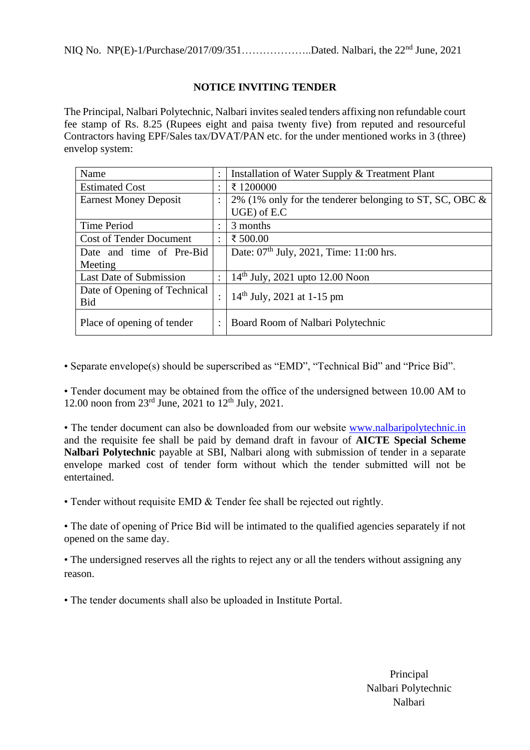NIQ No. NP(E)-1/Purchase/2017/09/351………………..Dated. Nalbari, the 22nd June, 2021

## NOTICE INVITING TENDER

The Principal, Nalbari Polytechnic, Nalbari invites sealed tenders affixing non refundable court fee stamp of Rs. 8.25 (Rupees eight and paisa twenty five) from reputed and resourceful Contractors having EPF/Sales tax/DVAT/PAN etc. for the under mentioned works in 3 (three) envelop system:

| | | |
|---|---|---|
| Name | : | Installation of Water Supply & Treatment Plant |
| Estimated Cost | : | ₹ 1200000 |
| Earnest Money Deposit | : | 2% (1% only for the tenderer belonging to ST, SC, OBC & UGE) of E.C |
| Time Period | : | 3 months |
| Cost of Tender Document | : | ₹ 500.00 |
| Date and time of Pre-Bid Meeting | | Date: 07th July, 2021, Time: 11:00 hrs. |
| Last Date of Submission | : | 14th July, 2021 upto 12.00 Noon |
| Date of Opening of Technical Bid | : | 14th July, 2021 at 1-15 pm |
| Place of opening of tender | : | Board Room of Nalbari Polytechnic |

• Separate envelope(s) should be superscribed as "EMD", "Technical Bid" and "Price Bid".

• Tender document may be obtained from the office of the undersigned between 10.00 AM to 12.00 noon from 23rd June, 2021 to 12th July, 2021.

• The tender document can also be downloaded from our website www.nalbaripolytechnic.in and the requisite fee shall be paid by demand draft in favour of **AICTE Special Scheme Nalbari Polytechnic** payable at SBI, Nalbari along with submission of tender in a separate envelope marked cost of tender form without which the tender submitted will not be entertained.

• Tender without requisite EMD & Tender fee shall be rejected out rightly.

• The date of opening of Price Bid will be intimated to the qualified agencies separately if not opened on the same day.

• The undersigned reserves all the rights to reject any or all the tenders without assigning any reason.

• The tender documents shall also be uploaded in Institute Portal.

Principal
Nalbari Polytechnic
Nalbari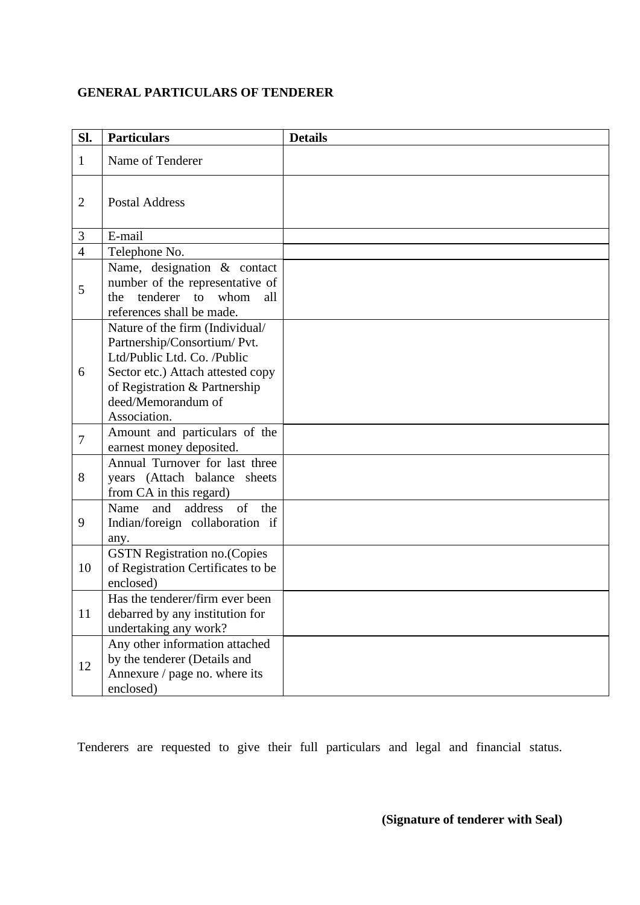**GENERAL PARTICULARS OF TENDERER**

| Sl. | Particulars | Details |
|---|---|---|
| 1 | Name of Tenderer | |
| 2 | Postal Address | |
| 3 | E-mail | |
| 4 | Telephone No. | |
| 5 | Name, designation & contact number of the representative of the tenderer to whom all references shall be made. | |
| 6 | Nature of the firm (Individual/ Partnership/Consortium/ Pvt. Ltd/Public Ltd. Co. /Public Sector etc.) Attach attested copy of Registration & Partnership deed/Memorandum of Association. | |
| 7 | Amount and particulars of the earnest money deposited. | |
| 8 | Annual Turnover for last three years (Attach balance sheets from CA in this regard) | |
| 9 | Name and address of the Indian/foreign collaboration if any. | |
| 10 | GSTN Registration no.(Copies of Registration Certificates to be enclosed) | |
| 11 | Has the tenderer/firm ever been debarred by any institution for undertaking any work? | |
| 12 | Any other information attached by the tenderer (Details and Annexure / page no. where its enclosed) | |

Tenderers are requested to give their full particulars and legal and financial status.

**(Signature of tenderer with Seal)**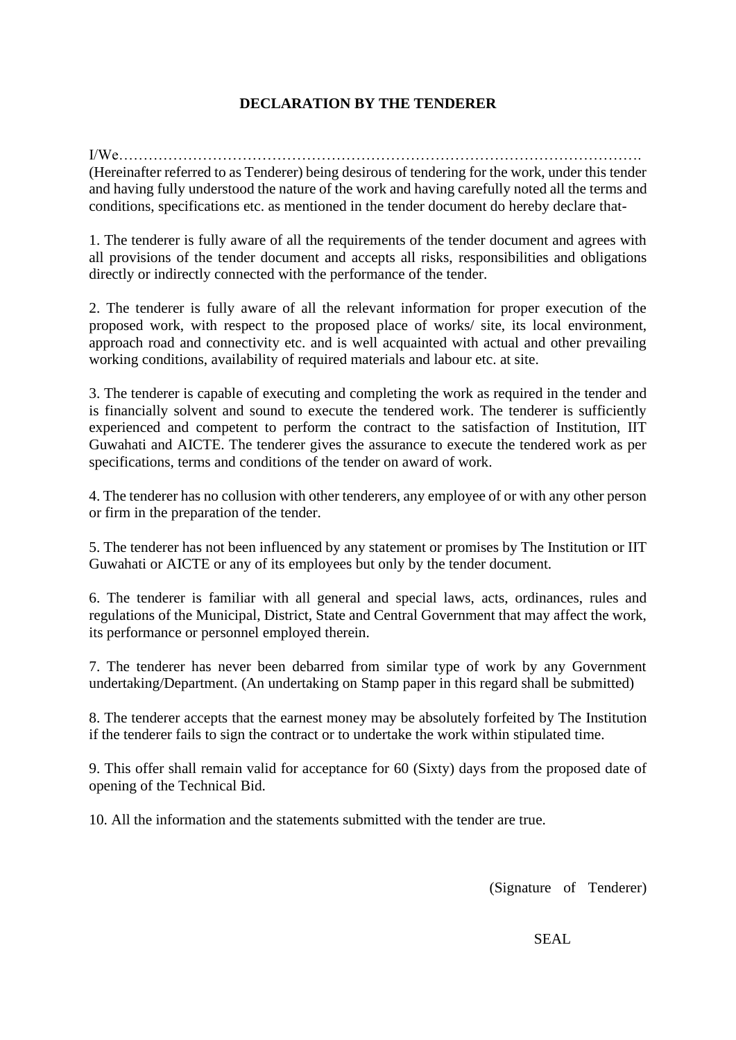**DECLARATION BY THE TENDERER**

I/We……………………………………………………………………………………………….
(Hereinafter referred to as Tenderer) being desirous of tendering for the work, under this tender and having fully understood the nature of the work and having carefully noted all the terms and conditions, specifications etc. as mentioned in the tender document do hereby declare that-

1. The tenderer is fully aware of all the requirements of the tender document and agrees with all provisions of the tender document and accepts all risks, responsibilities and obligations directly or indirectly connected with the performance of the tender.

2. The tenderer is fully aware of all the relevant information for proper execution of the proposed work, with respect to the proposed place of works/ site, its local environment, approach road and connectivity etc. and is well acquainted with actual and other prevailing working conditions, availability of required materials and labour etc. at site.

3. The tenderer is capable of executing and completing the work as required in the tender and is financially solvent and sound to execute the tendered work. The tenderer is sufficiently experienced and competent to perform the contract to the satisfaction of Institution, IIT Guwahati and AICTE. The tenderer gives the assurance to execute the tendered work as per specifications, terms and conditions of the tender on award of work.

4. The tenderer has no collusion with other tenderers, any employee of or with any other person or firm in the preparation of the tender.

5. The tenderer has not been influenced by any statement or promises by The Institution or IIT Guwahati or AICTE or any of its employees but only by the tender document.

6. The tenderer is familiar with all general and special laws, acts, ordinances, rules and regulations of the Municipal, District, State and Central Government that may affect the work, its performance or personnel employed therein.

7. The tenderer has never been debarred from similar type of work by any Government undertaking/Department. (An undertaking on Stamp paper in this regard shall be submitted)

8. The tenderer accepts that the earnest money may be absolutely forfeited by The Institution if the tenderer fails to sign the contract or to undertake the work within stipulated time.

9. This offer shall remain valid for acceptance for 60 (Sixty) days from the proposed date of opening of the Technical Bid.

10. All the information and the statements submitted with the tender are true.

(Signature of Tenderer)

SEAL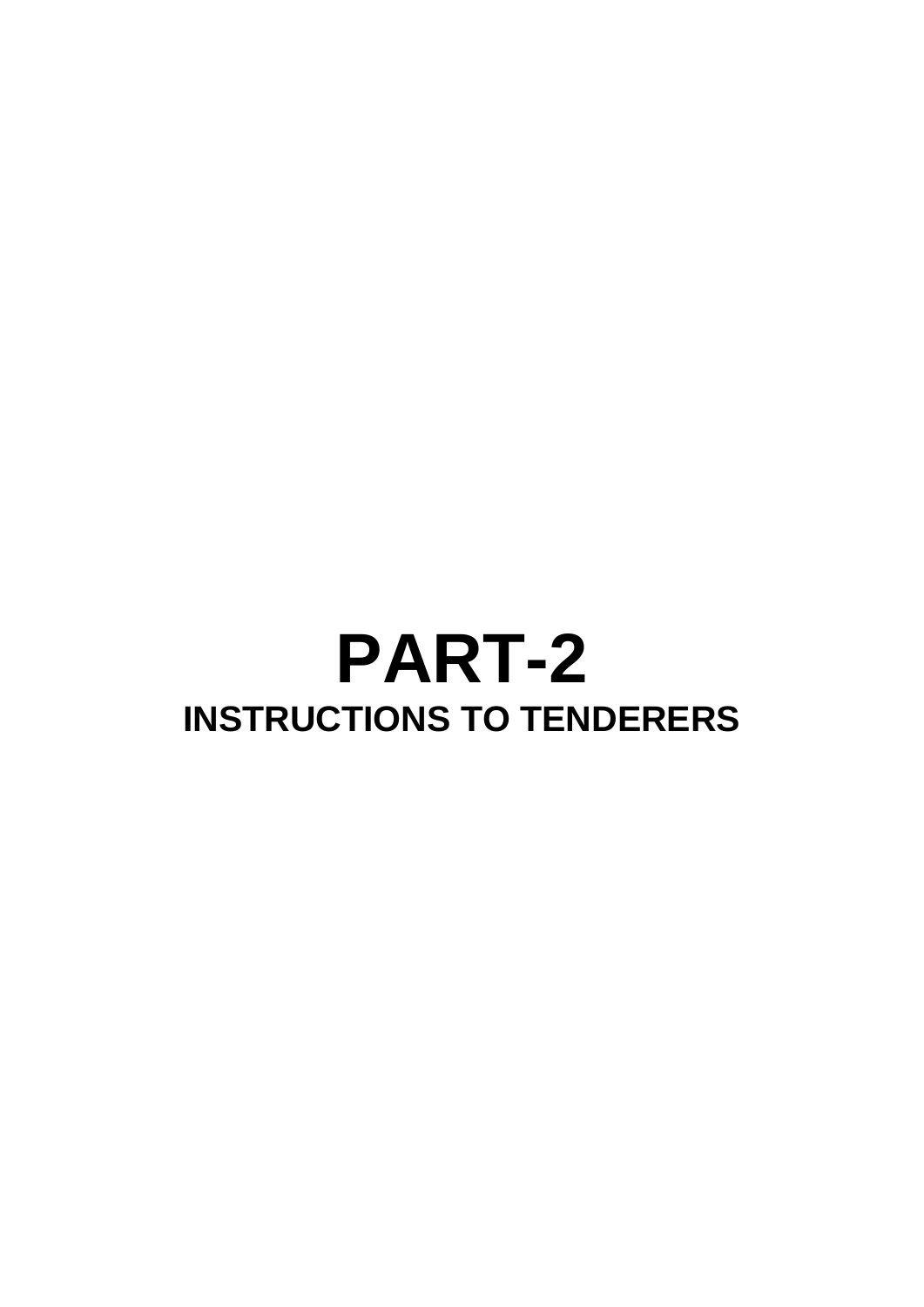# PART-2

## INSTRUCTIONS TO TENDERERS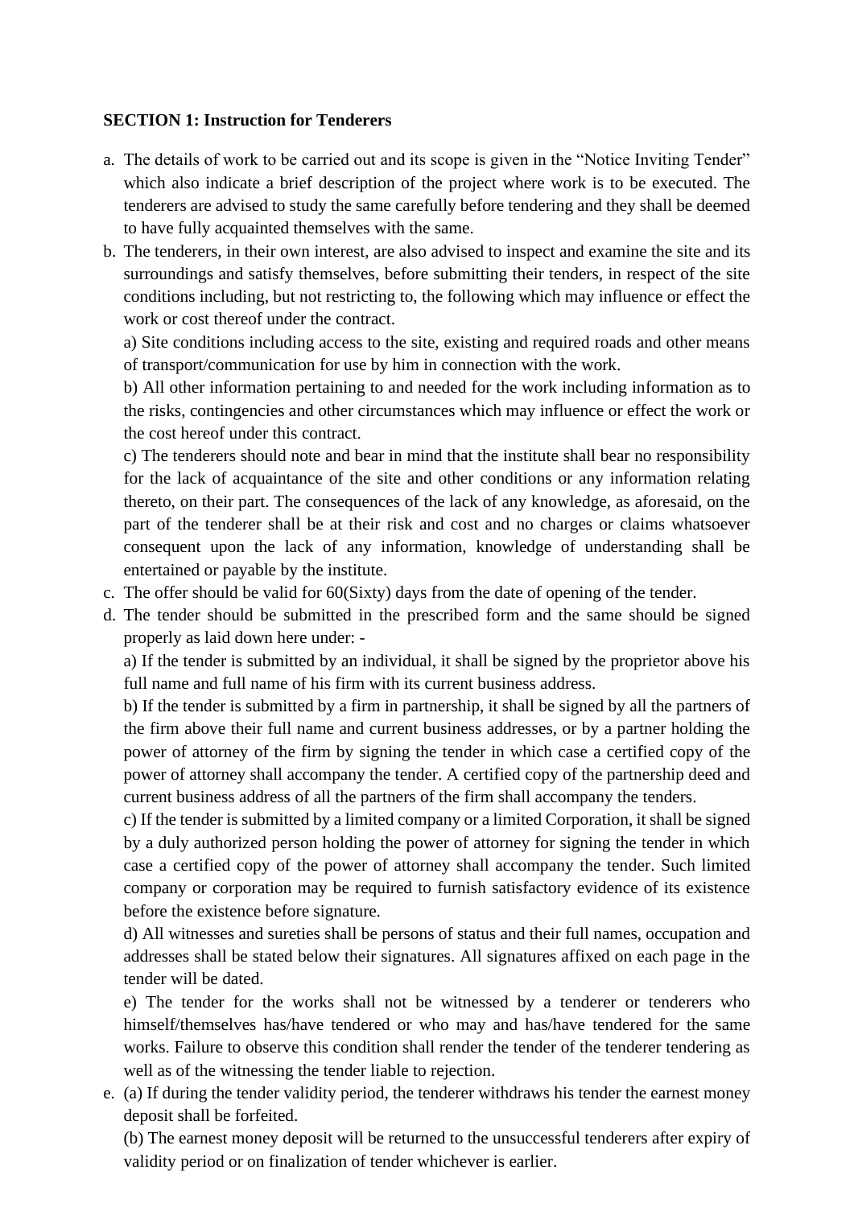**SECTION 1: Instruction for Tenderers**

a. The details of work to be carried out and its scope is given in the "Notice Inviting Tender" which also indicate a brief description of the project where work is to be executed. The tenderers are advised to study the same carefully before tendering and they shall be deemed to have fully acquainted themselves with the same.

b. The tenderers, in their own interest, are also advised to inspect and examine the site and its surroundings and satisfy themselves, before submitting their tenders, in respect of the site conditions including, but not restricting to, the following which may influence or effect the work or cost thereof under the contract.

   a) Site conditions including access to the site, existing and required roads and other means of transport/communication for use by him in connection with the work.

   b) All other information pertaining to and needed for the work including information as to the risks, contingencies and other circumstances which may influence or effect the work or the cost hereof under this contract.

   c) The tenderers should note and bear in mind that the institute shall bear no responsibility for the lack of acquaintance of the site and other conditions or any information relating thereto, on their part. The consequences of the lack of any knowledge, as aforesaid, on the part of the tenderer shall be at their risk and cost and no charges or claims whatsoever consequent upon the lack of any information, knowledge of understanding shall be entertained or payable by the institute.

c. The offer should be valid for 60(Sixty) days from the date of opening of the tender.

d. The tender should be submitted in the prescribed form and the same should be signed properly as laid down here under: -

   a) If the tender is submitted by an individual, it shall be signed by the proprietor above his full name and full name of his firm with its current business address.

   b) If the tender is submitted by a firm in partnership, it shall be signed by all the partners of the firm above their full name and current business addresses, or by a partner holding the power of attorney of the firm by signing the tender in which case a certified copy of the power of attorney shall accompany the tender. A certified copy of the partnership deed and current business address of all the partners of the firm shall accompany the tenders.

   c) If the tender is submitted by a limited company or a limited Corporation, it shall be signed by a duly authorized person holding the power of attorney for signing the tender in which case a certified copy of the power of attorney shall accompany the tender. Such limited company or corporation may be required to furnish satisfactory evidence of its existence before the existence before signature.

   d) All witnesses and sureties shall be persons of status and their full names, occupation and addresses shall be stated below their signatures. All signatures affixed on each page in the tender will be dated.

   e) The tender for the works shall not be witnessed by a tenderer or tenderers who himself/themselves has/have tendered or who may and has/have tendered for the same works. Failure to observe this condition shall render the tender of the tenderer tendering as well as of the witnessing the tender liable to rejection.

e. (a) If during the tender validity period, the tenderer withdraws his tender the earnest money deposit shall be forfeited.

   (b) The earnest money deposit will be returned to the unsuccessful tenderers after expiry of validity period or on finalization of tender whichever is earlier.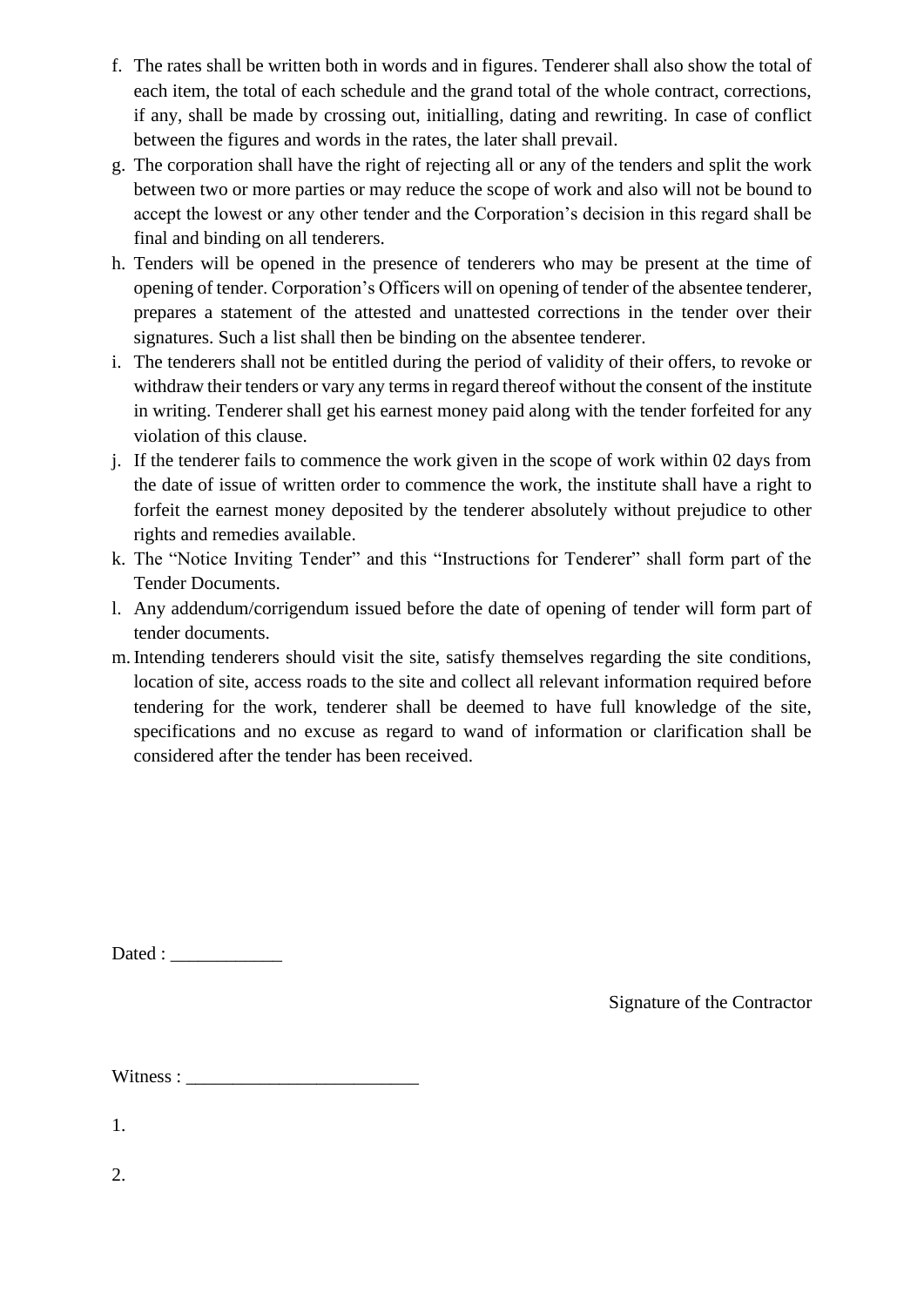f. The rates shall be written both in words and in figures. Tenderer shall also show the total of each item, the total of each schedule and the grand total of the whole contract, corrections, if any, shall be made by crossing out, initialling, dating and rewriting. In case of conflict between the figures and words in the rates, the later shall prevail.
g. The corporation shall have the right of rejecting all or any of the tenders and split the work between two or more parties or may reduce the scope of work and also will not be bound to accept the lowest or any other tender and the Corporation's decision in this regard shall be final and binding on all tenderers.
h. Tenders will be opened in the presence of tenderers who may be present at the time of opening of tender. Corporation's Officers will on opening of tender of the absentee tenderer, prepares a statement of the attested and unattested corrections in the tender over their signatures. Such a list shall then be binding on the absentee tenderer.
i. The tenderers shall not be entitled during the period of validity of their offers, to revoke or withdraw their tenders or vary any terms in regard thereof without the consent of the institute in writing. Tenderer shall get his earnest money paid along with the tender forfeited for any violation of this clause.
j. If the tenderer fails to commence the work given in the scope of work within 02 days from the date of issue of written order to commence the work, the institute shall have a right to forfeit the earnest money deposited by the tenderer absolutely without prejudice to other rights and remedies available.
k. The "Notice Inviting Tender" and this "Instructions for Tenderer" shall form part of the Tender Documents.
l. Any addendum/corrigendum issued before the date of opening of tender will form part of tender documents.
m. Intending tenderers should visit the site, satisfy themselves regarding the site conditions, location of site, access roads to the site and collect all relevant information required before tendering for the work, tenderer shall be deemed to have full knowledge of the site, specifications and no excuse as regard to wand of information or clarification shall be considered after the tender has been received.

Dated : ____________

Signature of the Contractor

Witness : _________________________

1.

2.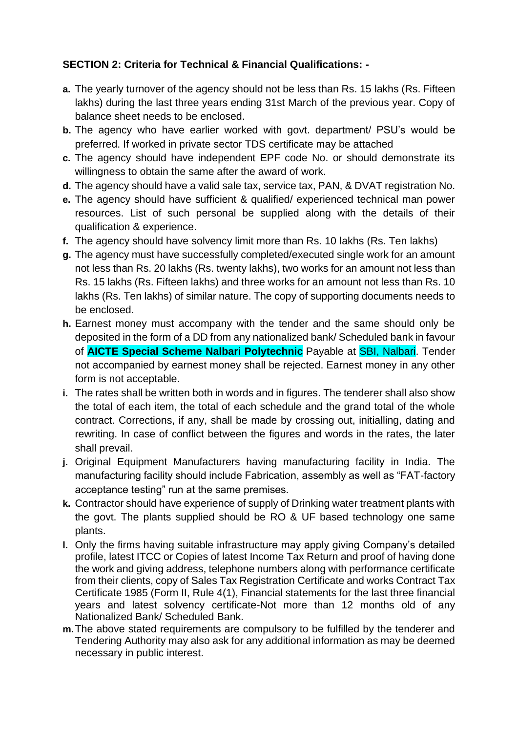**SECTION 2: Criteria for Technical & Financial Qualifications: -**

- **a.** The yearly turnover of the agency should not be less than Rs. 15 lakhs (Rs. Fifteen lakhs) during the last three years ending 31st March of the previous year. Copy of balance sheet needs to be enclosed.
- **b.** The agency who have earlier worked with govt. department/ PSU's would be preferred. If worked in private sector TDS certificate may be attached
- **c.** The agency should have independent EPF code No. or should demonstrate its willingness to obtain the same after the award of work.
- **d.** The agency should have a valid sale tax, service tax, PAN, & DVAT registration No.
- **e.** The agency should have sufficient & qualified/ experienced technical man power resources. List of such personal be supplied along with the details of their qualification & experience.
- **f.** The agency should have solvency limit more than Rs. 10 lakhs (Rs. Ten lakhs)
- **g.** The agency must have successfully completed/executed single work for an amount not less than Rs. 20 lakhs (Rs. twenty lakhs), two works for an amount not less than Rs. 15 lakhs (Rs. Fifteen lakhs) and three works for an amount not less than Rs. 10 lakhs (Rs. Ten lakhs) of similar nature. The copy of supporting documents needs to be enclosed.
- **h.** Earnest money must accompany with the tender and the same should only be deposited in the form of a DD from any nationalized bank/ Scheduled bank in favour of **AICTE Special Scheme Nalbari Polytechnic** Payable at SBI, Nalbari. Tender not accompanied by earnest money shall be rejected. Earnest money in any other form is not acceptable.
- **i.** The rates shall be written both in words and in figures. The tenderer shall also show the total of each item, the total of each schedule and the grand total of the whole contract. Corrections, if any, shall be made by crossing out, initialling, dating and rewriting. In case of conflict between the figures and words in the rates, the later shall prevail.
- **j.** Original Equipment Manufacturers having manufacturing facility in India. The manufacturing facility should include Fabrication, assembly as well as "FAT-factory acceptance testing" run at the same premises.
- **k.** Contractor should have experience of supply of Drinking water treatment plants with the govt. The plants supplied should be RO & UF based technology one same plants.
- **l.** Only the firms having suitable infrastructure may apply giving Company's detailed profile, latest ITCC or Copies of latest Income Tax Return and proof of having done the work and giving address, telephone numbers along with performance certificate from their clients, copy of Sales Tax Registration Certificate and works Contract Tax Certificate 1985 (Form II, Rule 4(1), Financial statements for the last three financial years and latest solvency certificate-Not more than 12 months old of any Nationalized Bank/ Scheduled Bank.
- **m.** The above stated requirements are compulsory to be fulfilled by the tenderer and Tendering Authority may also ask for any additional information as may be deemed necessary in public interest.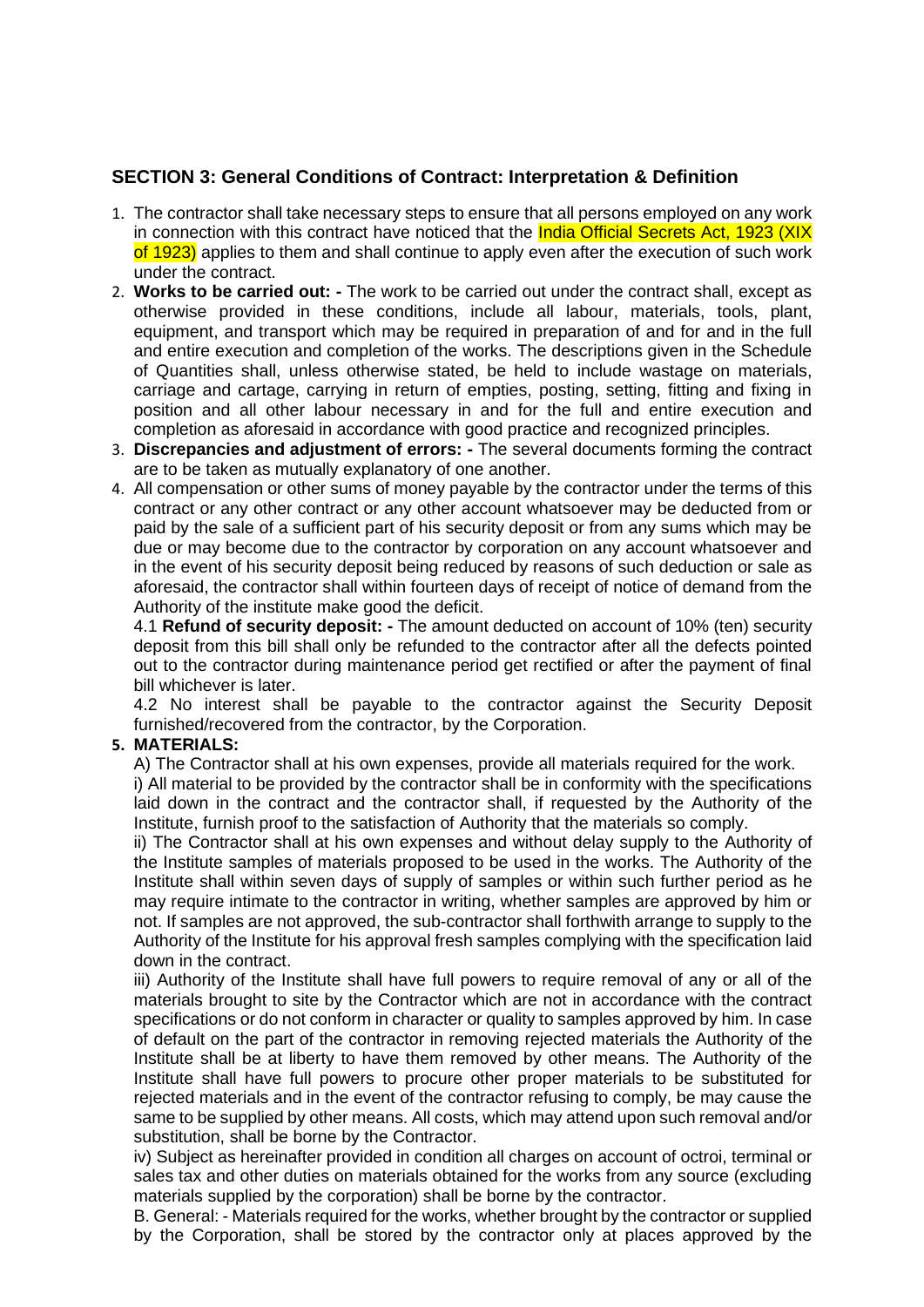## SECTION 3: General Conditions of Contract: Interpretation & Definition

1. The contractor shall take necessary steps to ensure that all persons employed on any work in connection with this contract have noticed that the India Official Secrets Act, 1923 (XIX of 1923) applies to them and shall continue to apply even after the execution of such work under the contract.
2. **Works to be carried out: -** The work to be carried out under the contract shall, except as otherwise provided in these conditions, include all labour, materials, tools, plant, equipment, and transport which may be required in preparation of and for and in the full and entire execution and completion of the works. The descriptions given in the Schedule of Quantities shall, unless otherwise stated, be held to include wastage on materials, carriage and cartage, carrying in return of empties, posting, setting, fitting and fixing in position and all other labour necessary in and for the full and entire execution and completion as aforesaid in accordance with good practice and recognized principles.
3. **Discrepancies and adjustment of errors: -** The several documents forming the contract are to be taken as mutually explanatory of one another.
4. All compensation or other sums of money payable by the contractor under the terms of this contract or any other contract or any other account whatsoever may be deducted from or paid by the sale of a sufficient part of his security deposit or from any sums which may be due or may become due to the contractor by corporation on any account whatsoever and in the event of his security deposit being reduced by reasons of such deduction or sale as aforesaid, the contractor shall within fourteen days of receipt of notice of demand from the Authority of the institute make good the deficit.

   4.1 **Refund of security deposit: -** The amount deducted on account of 10% (ten) security deposit from this bill shall only be refunded to the contractor after all the defects pointed out to the contractor during maintenance period get rectified or after the payment of final bill whichever is later.

   4.2 No interest shall be payable to the contractor against the Security Deposit furnished/recovered from the contractor, by the Corporation.
5. **MATERIALS:**

   A) The Contractor shall at his own expenses, provide all materials required for the work.

   i) All material to be provided by the contractor shall be in conformity with the specifications laid down in the contract and the contractor shall, if requested by the Authority of the Institute, furnish proof to the satisfaction of Authority that the materials so comply.

   ii) The Contractor shall at his own expenses and without delay supply to the Authority of the Institute samples of materials proposed to be used in the works. The Authority of the Institute shall within seven days of supply of samples or within such further period as he may require intimate to the contractor in writing, whether samples are approved by him or not. If samples are not approved, the sub-contractor shall forthwith arrange to supply to the Authority of the Institute for his approval fresh samples complying with the specification laid down in the contract.

   iii) Authority of the Institute shall have full powers to require removal of any or all of the materials brought to site by the Contractor which are not in accordance with the contract specifications or do not conform in character or quality to samples approved by him. In case of default on the part of the contractor in removing rejected materials the Authority of the Institute shall be at liberty to have them removed by other means. The Authority of the Institute shall have full powers to procure other proper materials to be substituted for rejected materials and in the event of the contractor refusing to comply, be may cause the same to be supplied by other means. All costs, which may attend upon such removal and/or substitution, shall be borne by the Contractor.

   iv) Subject as hereinafter provided in condition all charges on account of octroi, terminal or sales tax and other duties on materials obtained for the works from any source (excluding materials supplied by the corporation) shall be borne by the contractor.

   B. General: - Materials required for the works, whether brought by the contractor or supplied by the Corporation, shall be stored by the contractor only at places approved by the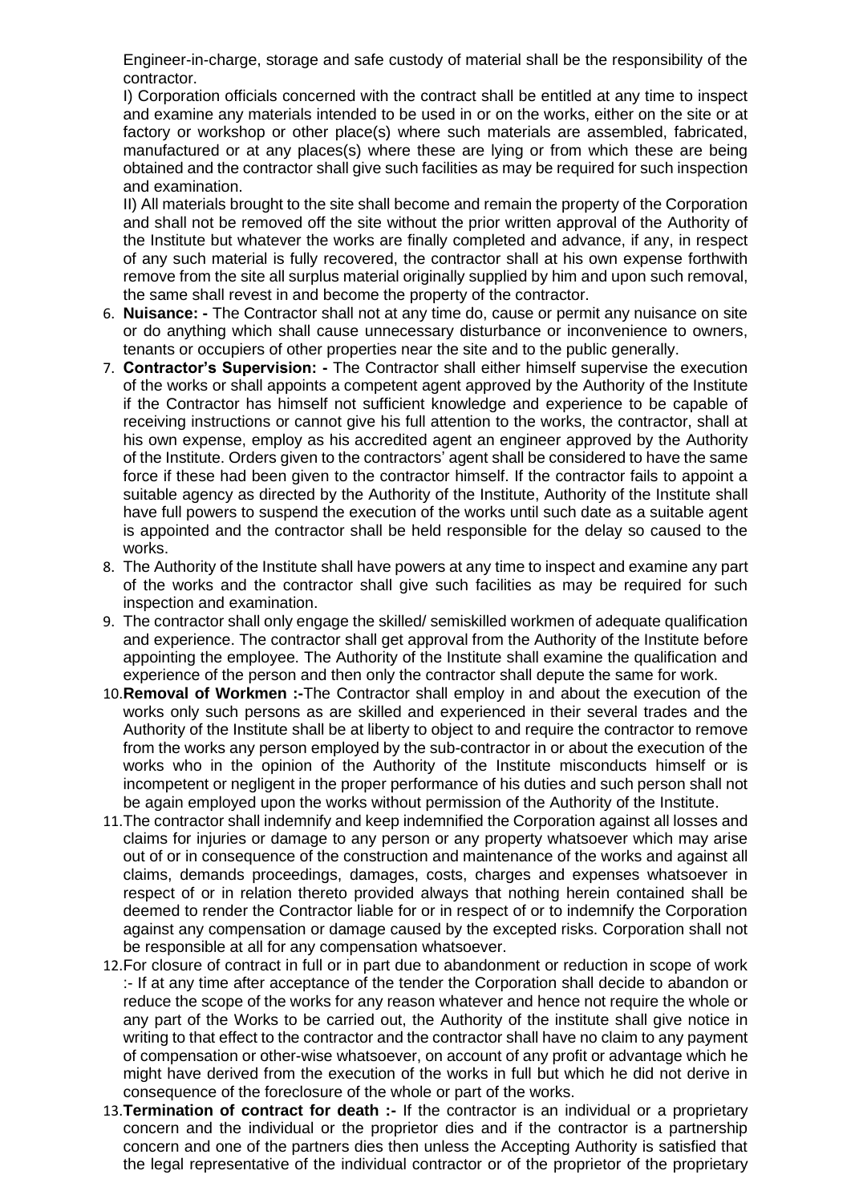Engineer-in-charge, storage and safe custody of material shall be the responsibility of the contractor.

I) Corporation officials concerned with the contract shall be entitled at any time to inspect and examine any materials intended to be used in or on the works, either on the site or at factory or workshop or other place(s) where such materials are assembled, fabricated, manufactured or at any places(s) where these are lying or from which these are being obtained and the contractor shall give such facilities as may be required for such inspection and examination.

II) All materials brought to the site shall become and remain the property of the Corporation and shall not be removed off the site without the prior written approval of the Authority of the Institute but whatever the works are finally completed and advance, if any, in respect of any such material is fully recovered, the contractor shall at his own expense forthwith remove from the site all surplus material originally supplied by him and upon such removal, the same shall revest in and become the property of the contractor.

6. **Nuisance: -** The Contractor shall not at any time do, cause or permit any nuisance on site or do anything which shall cause unnecessary disturbance or inconvenience to owners, tenants or occupiers of other properties near the site and to the public generally.
7. **Contractor's Supervision: -** The Contractor shall either himself supervise the execution of the works or shall appoints a competent agent approved by the Authority of the Institute if the Contractor has himself not sufficient knowledge and experience to be capable of receiving instructions or cannot give his full attention to the works, the contractor, shall at his own expense, employ as his accredited agent an engineer approved by the Authority of the Institute. Orders given to the contractors' agent shall be considered to have the same force if these had been given to the contractor himself. If the contractor fails to appoint a suitable agency as directed by the Authority of the Institute, Authority of the Institute shall have full powers to suspend the execution of the works until such date as a suitable agent is appointed and the contractor shall be held responsible for the delay so caused to the works.
8. The Authority of the Institute shall have powers at any time to inspect and examine any part of the works and the contractor shall give such facilities as may be required for such inspection and examination.
9. The contractor shall only engage the skilled/ semiskilled workmen of adequate qualification and experience. The contractor shall get approval from the Authority of the Institute before appointing the employee. The Authority of the Institute shall examine the qualification and experience of the person and then only the contractor shall depute the same for work.
10. **Removal of Workmen :-**The Contractor shall employ in and about the execution of the works only such persons as are skilled and experienced in their several trades and the Authority of the Institute shall be at liberty to object to and require the contractor to remove from the works any person employed by the sub-contractor in or about the execution of the works who in the opinion of the Authority of the Institute misconducts himself or is incompetent or negligent in the proper performance of his duties and such person shall not be again employed upon the works without permission of the Authority of the Institute.
11. The contractor shall indemnify and keep indemnified the Corporation against all losses and claims for injuries or damage to any person or any property whatsoever which may arise out of or in consequence of the construction and maintenance of the works and against all claims, demands proceedings, damages, costs, charges and expenses whatsoever in respect of or in relation thereto provided always that nothing herein contained shall be deemed to render the Contractor liable for or in respect of or to indemnify the Corporation against any compensation or damage caused by the excepted risks. Corporation shall not be responsible at all for any compensation whatsoever.
12. For closure of contract in full or in part due to abandonment or reduction in scope of work :- If at any time after acceptance of the tender the Corporation shall decide to abandon or reduce the scope of the works for any reason whatever and hence not require the whole or any part of the Works to be carried out, the Authority of the institute shall give notice in writing to that effect to the contractor and the contractor shall have no claim to any payment of compensation or other-wise whatsoever, on account of any profit or advantage which he might have derived from the execution of the works in full but which he did not derive in consequence of the foreclosure of the whole or part of the works.
13. **Termination of contract for death :-** If the contractor is an individual or a proprietary concern and the individual or the proprietor dies and if the contractor is a partnership concern and one of the partners dies then unless the Accepting Authority is satisfied that the legal representative of the individual contractor or of the proprietor of the proprietary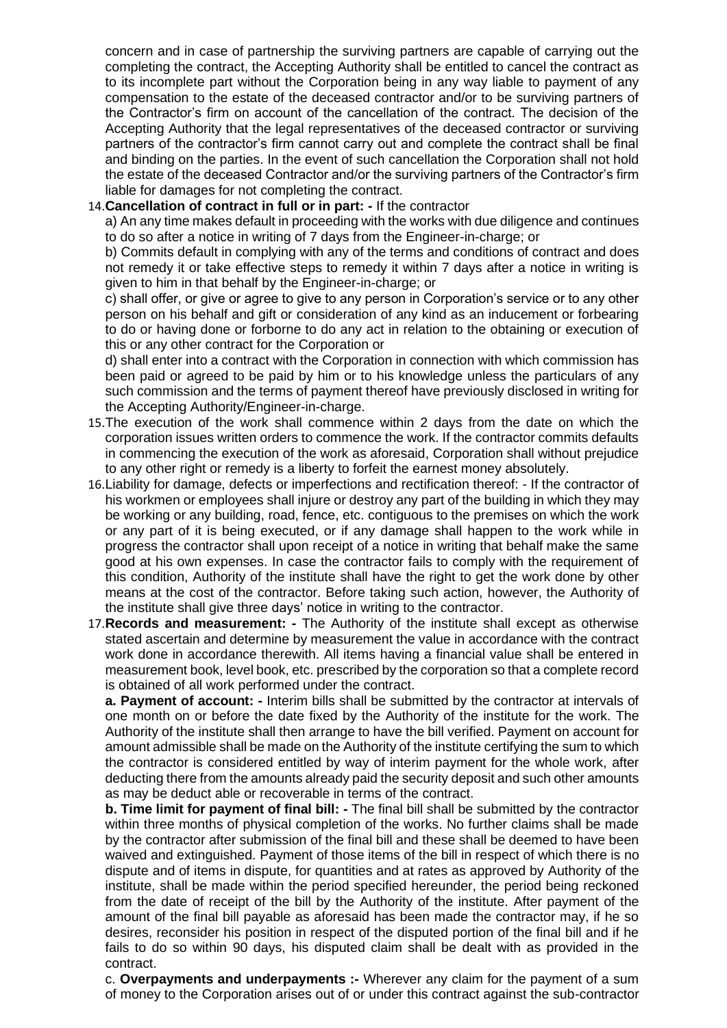concern and in case of partnership the surviving partners are capable of carrying out the completing the contract, the Accepting Authority shall be entitled to cancel the contract as to its incomplete part without the Corporation being in any way liable to payment of any compensation to the estate of the deceased contractor and/or to be surviving partners of the Contractor's firm on account of the cancellation of the contract. The decision of the Accepting Authority that the legal representatives of the deceased contractor or surviving partners of the contractor's firm cannot carry out and complete the contract shall be final and binding on the parties. In the event of such cancellation the Corporation shall not hold the estate of the deceased Contractor and/or the surviving partners of the Contractor's firm liable for damages for not completing the contract.

14. **Cancellation of contract in full or in part: -** If the contractor

    a) An any time makes default in proceeding with the works with due diligence and continues to do so after a notice in writing of 7 days from the Engineer-in-charge; or

    b) Commits default in complying with any of the terms and conditions of contract and does not remedy it or take effective steps to remedy it within 7 days after a notice in writing is given to him in that behalf by the Engineer-in-charge; or

    c) shall offer, or give or agree to give to any person in Corporation's service or to any other person on his behalf and gift or consideration of any kind as an inducement or forbearing to do or having done or forborne to do any act in relation to the obtaining or execution of this or any other contract for the Corporation or

    d) shall enter into a contract with the Corporation in connection with which commission has been paid or agreed to be paid by him or to his knowledge unless the particulars of any such commission and the terms of payment thereof have previously disclosed in writing for the Accepting Authority/Engineer-in-charge.

15. The execution of the work shall commence within 2 days from the date on which the corporation issues written orders to commence the work. If the contractor commits defaults in commencing the execution of the work as aforesaid, Corporation shall without prejudice to any other right or remedy is a liberty to forfeit the earnest money absolutely.

16. Liability for damage, defects or imperfections and rectification thereof: - If the contractor of his workmen or employees shall injure or destroy any part of the building in which they may be working or any building, road, fence, etc. contiguous to the premises on which the work or any part of it is being executed, or if any damage shall happen to the work while in progress the contractor shall upon receipt of a notice in writing that behalf make the same good at his own expenses. In case the contractor fails to comply with the requirement of this condition, Authority of the institute shall have the right to get the work done by other means at the cost of the contractor. Before taking such action, however, the Authority of the institute shall give three days' notice in writing to the contractor.

17. **Records and measurement: -** The Authority of the institute shall except as otherwise stated ascertain and determine by measurement the value in accordance with the contract work done in accordance therewith. All items having a financial value shall be entered in measurement book, level book, etc. prescribed by the corporation so that a complete record is obtained of all work performed under the contract.

    **a. Payment of account: -** Interim bills shall be submitted by the contractor at intervals of one month on or before the date fixed by the Authority of the institute for the work. The Authority of the institute shall then arrange to have the bill verified. Payment on account for amount admissible shall be made on the Authority of the institute certifying the sum to which the contractor is considered entitled by way of interim payment for the whole work, after deducting there from the amounts already paid the security deposit and such other amounts as may be deduct able or recoverable in terms of the contract.

    **b. Time limit for payment of final bill: -** The final bill shall be submitted by the contractor within three months of physical completion of the works. No further claims shall be made by the contractor after submission of the final bill and these shall be deemed to have been waived and extinguished. Payment of those items of the bill in respect of which there is no dispute and of items in dispute, for quantities and at rates as approved by Authority of the institute, shall be made within the period specified hereunder, the period being reckoned from the date of receipt of the bill by the Authority of the institute. After payment of the amount of the final bill payable as aforesaid has been made the contractor may, if he so desires, reconsider his position in respect of the disputed portion of the final bill and if he fails to do so within 90 days, his disputed claim shall be dealt with as provided in the contract.

    c. **Overpayments and underpayments :-** Wherever any claim for the payment of a sum of money to the Corporation arises out of or under this contract against the sub-contractor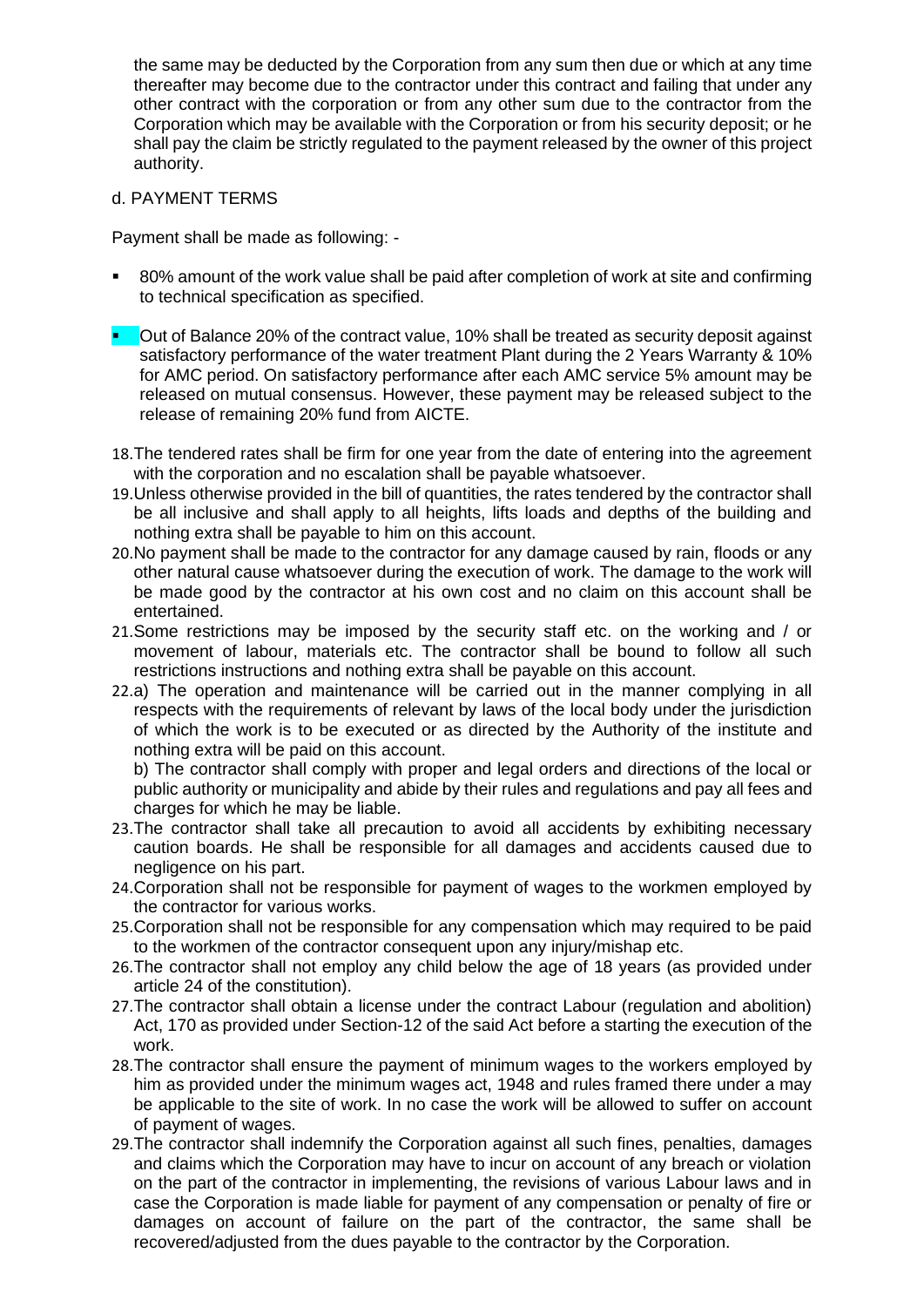the same may be deducted by the Corporation from any sum then due or which at any time thereafter may become due to the contractor under this contract and failing that under any other contract with the corporation or from any other sum due to the contractor from the Corporation which may be available with the Corporation or from his security deposit; or he shall pay the claim be strictly regulated to the payment released by the owner of this project authority.

d. PAYMENT TERMS

Payment shall be made as following: -

- 80% amount of the work value shall be paid after completion of work at site and confirming to technical specification as specified.
- Out of Balance 20% of the contract value, 10% shall be treated as security deposit against satisfactory performance of the water treatment Plant during the 2 Years Warranty & 10% for AMC period. On satisfactory performance after each AMC service 5% amount may be released on mutual consensus. However, these payment may be released subject to the release of remaining 20% fund from AICTE.

18. The tendered rates shall be firm for one year from the date of entering into the agreement with the corporation and no escalation shall be payable whatsoever.
19. Unless otherwise provided in the bill of quantities, the rates tendered by the contractor shall be all inclusive and shall apply to all heights, lifts loads and depths of the building and nothing extra shall be payable to him on this account.
20. No payment shall be made to the contractor for any damage caused by rain, floods or any other natural cause whatsoever during the execution of work. The damage to the work will be made good by the contractor at his own cost and no claim on this account shall be entertained.
21. Some restrictions may be imposed by the security staff etc. on the working and / or movement of labour, materials etc. The contractor shall be bound to follow all such restrictions instructions and nothing extra shall be payable on this account.
22. a) The operation and maintenance will be carried out in the manner complying in all respects with the requirements of relevant by laws of the local body under the jurisdiction of which the work is to be executed or as directed by the Authority of the institute and nothing extra will be paid on this account.

    b) The contractor shall comply with proper and legal orders and directions of the local or public authority or municipality and abide by their rules and regulations and pay all fees and charges for which he may be liable.
23. The contractor shall take all precaution to avoid all accidents by exhibiting necessary caution boards. He shall be responsible for all damages and accidents caused due to negligence on his part.
24. Corporation shall not be responsible for payment of wages to the workmen employed by the contractor for various works.
25. Corporation shall not be responsible for any compensation which may required to be paid to the workmen of the contractor consequent upon any injury/mishap etc.
26. The contractor shall not employ any child below the age of 18 years (as provided under article 24 of the constitution).
27. The contractor shall obtain a license under the contract Labour (regulation and abolition) Act, 170 as provided under Section-12 of the said Act before a starting the execution of the work.
28. The contractor shall ensure the payment of minimum wages to the workers employed by him as provided under the minimum wages act, 1948 and rules framed there under a may be applicable to the site of work. In no case the work will be allowed to suffer on account of payment of wages.
29. The contractor shall indemnify the Corporation against all such fines, penalties, damages and claims which the Corporation may have to incur on account of any breach or violation on the part of the contractor in implementing, the revisions of various Labour laws and in case the Corporation is made liable for payment of any compensation or penalty of fire or damages on account of failure on the part of the contractor, the same shall be recovered/adjusted from the dues payable to the contractor by the Corporation.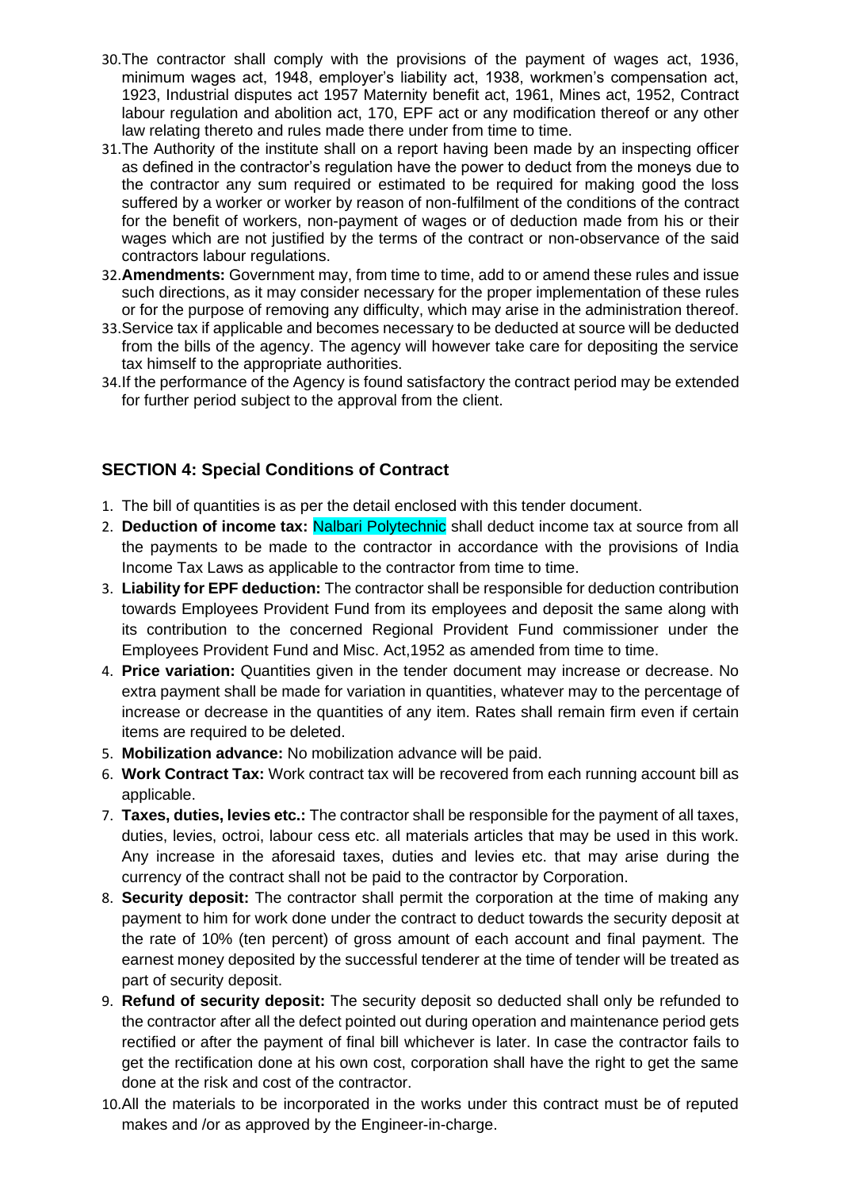30. The contractor shall comply with the provisions of the payment of wages act, 1936, minimum wages act, 1948, employer's liability act, 1938, workmen's compensation act, 1923, Industrial disputes act 1957 Maternity benefit act, 1961, Mines act, 1952, Contract labour regulation and abolition act, 170, EPF act or any modification thereof or any other law relating thereto and rules made there under from time to time.
31. The Authority of the institute shall on a report having been made by an inspecting officer as defined in the contractor's regulation have the power to deduct from the moneys due to the contractor any sum required or estimated to be required for making good the loss suffered by a worker or worker by reason of non-fulfilment of the conditions of the contract for the benefit of workers, non-payment of wages or of deduction made from his or their wages which are not justified by the terms of the contract or non-observance of the said contractors labour regulations.
32. **Amendments:** Government may, from time to time, add to or amend these rules and issue such directions, as it may consider necessary for the proper implementation of these rules or for the purpose of removing any difficulty, which may arise in the administration thereof.
33. Service tax if applicable and becomes necessary to be deducted at source will be deducted from the bills of the agency. The agency will however take care for depositing the service tax himself to the appropriate authorities.
34. If the performance of the Agency is found satisfactory the contract period may be extended for further period subject to the approval from the client.

## SECTION 4: Special Conditions of Contract

1. The bill of quantities is as per the detail enclosed with this tender document.
2. **Deduction of income tax:** Nalbari Polytechnic shall deduct income tax at source from all the payments to be made to the contractor in accordance with the provisions of India Income Tax Laws as applicable to the contractor from time to time.
3. **Liability for EPF deduction:** The contractor shall be responsible for deduction contribution towards Employees Provident Fund from its employees and deposit the same along with its contribution to the concerned Regional Provident Fund commissioner under the Employees Provident Fund and Misc. Act,1952 as amended from time to time.
4. **Price variation:** Quantities given in the tender document may increase or decrease. No extra payment shall be made for variation in quantities, whatever may to the percentage of increase or decrease in the quantities of any item. Rates shall remain firm even if certain items are required to be deleted.
5. **Mobilization advance:** No mobilization advance will be paid.
6. **Work Contract Tax:** Work contract tax will be recovered from each running account bill as applicable.
7. **Taxes, duties, levies etc.:** The contractor shall be responsible for the payment of all taxes, duties, levies, octroi, labour cess etc. all materials articles that may be used in this work. Any increase in the aforesaid taxes, duties and levies etc. that may arise during the currency of the contract shall not be paid to the contractor by Corporation.
8. **Security deposit:** The contractor shall permit the corporation at the time of making any payment to him for work done under the contract to deduct towards the security deposit at the rate of 10% (ten percent) of gross amount of each account and final payment. The earnest money deposited by the successful tenderer at the time of tender will be treated as part of security deposit.
9. **Refund of security deposit:** The security deposit so deducted shall only be refunded to the contractor after all the defect pointed out during operation and maintenance period gets rectified or after the payment of final bill whichever is later. In case the contractor fails to get the rectification done at his own cost, corporation shall have the right to get the same done at the risk and cost of the contractor.
10. All the materials to be incorporated in the works under this contract must be of reputed makes and /or as approved by the Engineer-in-charge.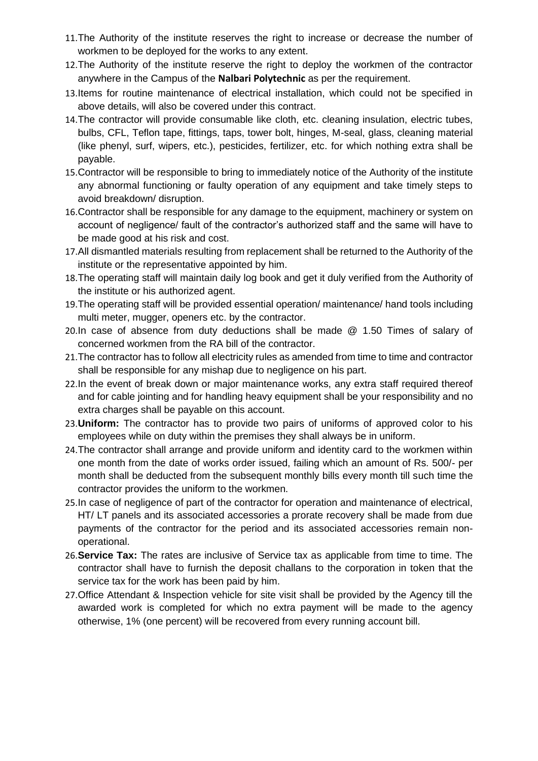11. The Authority of the institute reserves the right to increase or decrease the number of workmen to be deployed for the works to any extent.
12. The Authority of the institute reserve the right to deploy the workmen of the contractor anywhere in the Campus of the **Nalbari Polytechnic** as per the requirement.
13. Items for routine maintenance of electrical installation, which could not be specified in above details, will also be covered under this contract.
14. The contractor will provide consumable like cloth, etc. cleaning insulation, electric tubes, bulbs, CFL, Teflon tape, fittings, taps, tower bolt, hinges, M-seal, glass, cleaning material (like phenyl, surf, wipers, etc.), pesticides, fertilizer, etc. for which nothing extra shall be payable.
15. Contractor will be responsible to bring to immediately notice of the Authority of the institute any abnormal functioning or faulty operation of any equipment and take timely steps to avoid breakdown/ disruption.
16. Contractor shall be responsible for any damage to the equipment, machinery or system on account of negligence/ fault of the contractor's authorized staff and the same will have to be made good at his risk and cost.
17. All dismantled materials resulting from replacement shall be returned to the Authority of the institute or the representative appointed by him.
18. The operating staff will maintain daily log book and get it duly verified from the Authority of the institute or his authorized agent.
19. The operating staff will be provided essential operation/ maintenance/ hand tools including multi meter, mugger, openers etc. by the contractor.
20. In case of absence from duty deductions shall be made @ 1.50 Times of salary of concerned workmen from the RA bill of the contractor.
21. The contractor has to follow all electricity rules as amended from time to time and contractor shall be responsible for any mishap due to negligence on his part.
22. In the event of break down or major maintenance works, any extra staff required thereof and for cable jointing and for handling heavy equipment shall be your responsibility and no extra charges shall be payable on this account.
23. **Uniform:** The contractor has to provide two pairs of uniforms of approved color to his employees while on duty within the premises they shall always be in uniform.
24. The contractor shall arrange and provide uniform and identity card to the workmen within one month from the date of works order issued, failing which an amount of Rs. 500/- per month shall be deducted from the subsequent monthly bills every month till such time the contractor provides the uniform to the workmen.
25. In case of negligence of part of the contractor for operation and maintenance of electrical, HT/ LT panels and its associated accessories a prorate recovery shall be made from due payments of the contractor for the period and its associated accessories remain non-operational.
26. **Service Tax:** The rates are inclusive of Service tax as applicable from time to time. The contractor shall have to furnish the deposit challans to the corporation in token that the service tax for the work has been paid by him.
27. Office Attendant & Inspection vehicle for site visit shall be provided by the Agency till the awarded work is completed for which no extra payment will be made to the agency otherwise, 1% (one percent) will be recovered from every running account bill.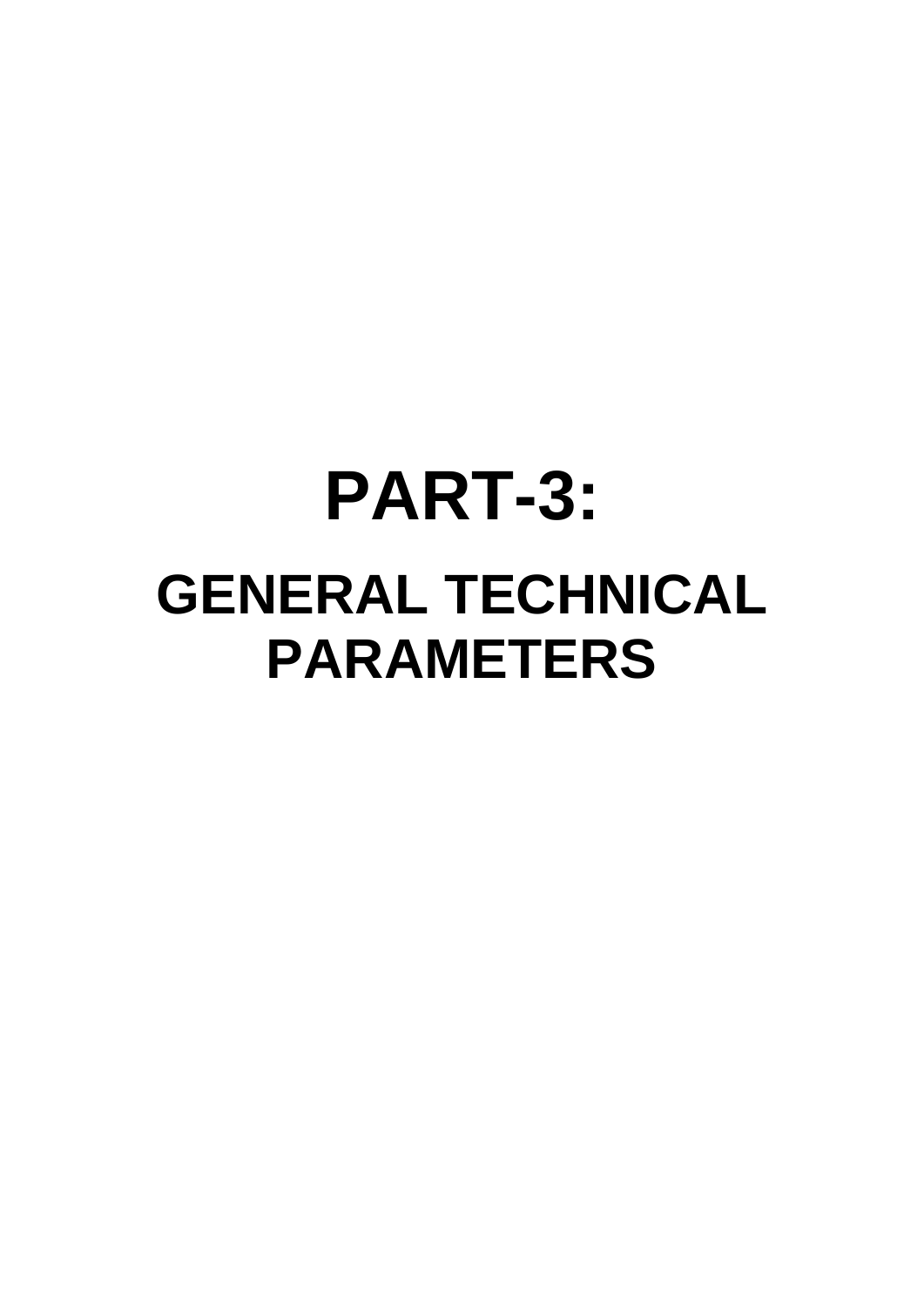# PART-3:

## GENERAL TECHNICAL PARAMETERS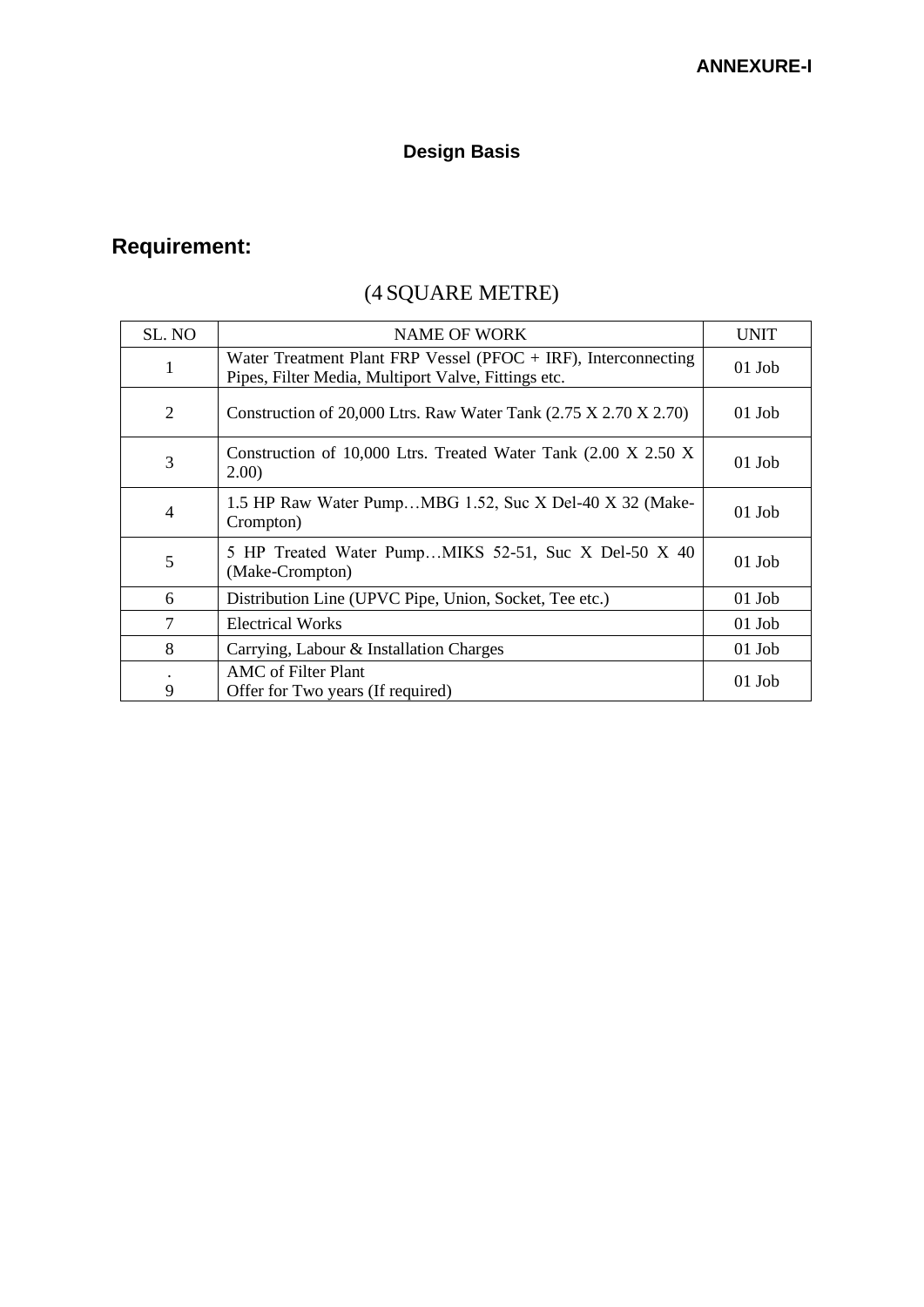**ANNEXURE-I**

### Design Basis

## Requirement:

(4 SQUARE METRE)

| SL. NO | NAME OF WORK | UNIT |
|---|---|---|
| 1 | Water Treatment Plant FRP Vessel (PFOC + IRF), Interconnecting Pipes, Filter Media, Multiport Valve, Fittings etc. | 01 Job |
| 2 | Construction of 20,000 Ltrs. Raw Water Tank (2.75 X 2.70 X 2.70) | 01 Job |
| 3 | Construction of 10,000 Ltrs. Treated Water Tank (2.00 X 2.50 X 2.00) | 01 Job |
| 4 | 1.5 HP Raw Water Pump…MBG 1.52, Suc X Del-40 X 32 (Make-Crompton) | 01 Job |
| 5 | 5 HP Treated Water Pump…MIKS 52-51, Suc X Del-50 X 40 (Make-Crompton) | 01 Job |
| 6 | Distribution Line (UPVC Pipe, Union, Socket, Tee etc.) | 01 Job |
| 7 | Electrical Works | 01 Job |
| 8 | Carrying, Labour & Installation Charges | 01 Job |
| .<br>9 | AMC of Filter Plant<br>Offer for Two years (If required) | 01 Job |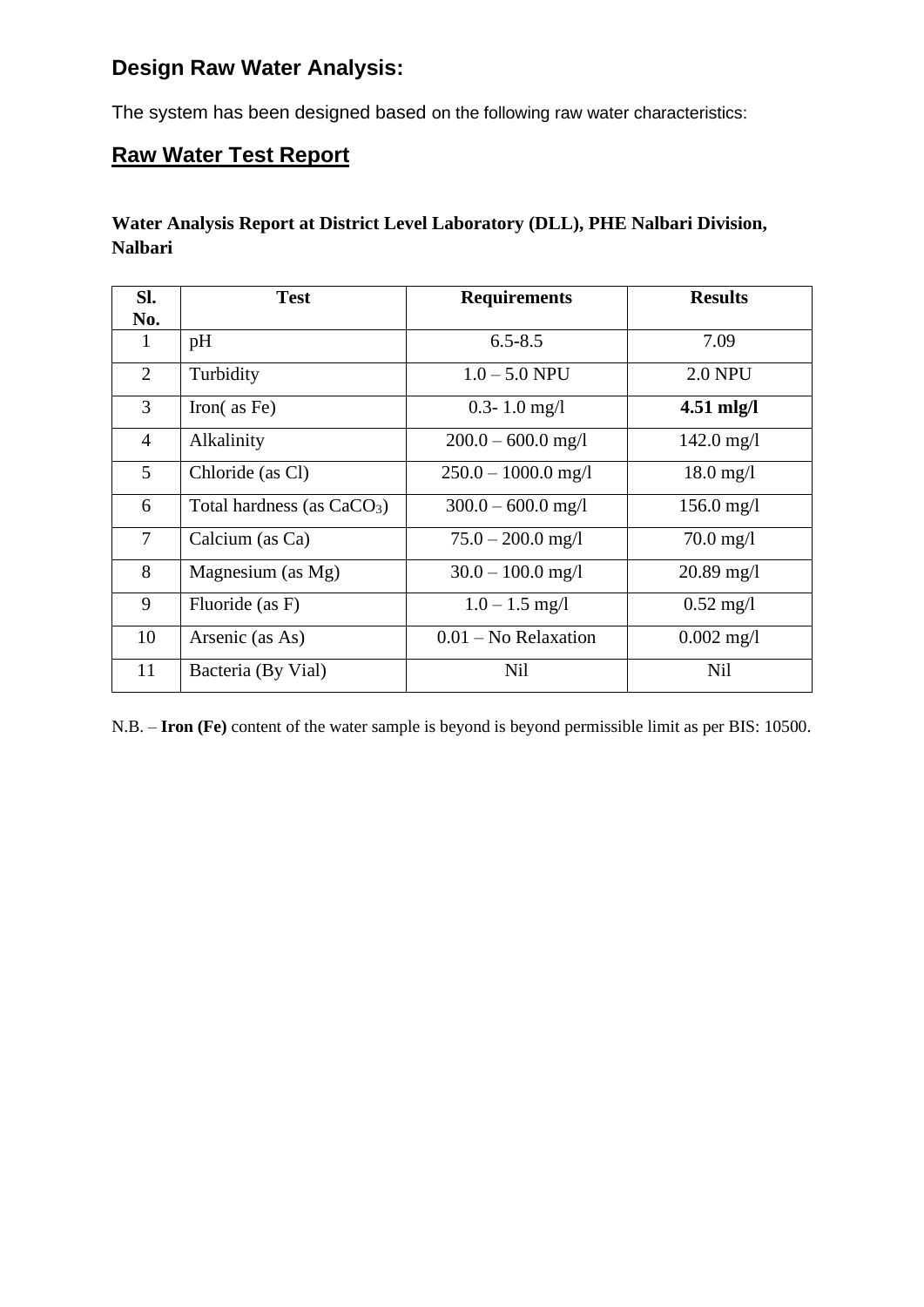## Design Raw Water Analysis:

The system has been designed based on the following raw water characteristics:

## Raw Water Test Report

**Water Analysis Report at District Level Laboratory (DLL), PHE Nalbari Division, Nalbari**

| Sl. No. | Test | Requirements | Results |
|---|---|---|---|
| 1 | pH | 6.5-8.5 | 7.09 |
| 2 | Turbidity | 1.0 – 5.0 NPU | 2.0 NPU |
| 3 | Iron( as Fe) | 0.3- 1.0 mg/l | **4.51 mlg/l** |
| 4 | Alkalinity | 200.0 – 600.0 mg/l | 142.0 mg/l |
| 5 | Chloride (as Cl) | 250.0 – 1000.0 mg/l | 18.0 mg/l |
| 6 | Total hardness (as $CaCO_3$) | 300.0 – 600.0 mg/l | 156.0 mg/l |
| 7 | Calcium (as Ca) | 75.0 – 200.0 mg/l | 70.0 mg/l |
| 8 | Magnesium (as Mg) | 30.0 – 100.0 mg/l | 20.89 mg/l |
| 9 | Fluoride (as F) | 1.0 – 1.5 mg/l | 0.52 mg/l |
| 10 | Arsenic (as As) | 0.01 – No Relaxation | 0.002 mg/l |
| 11 | Bacteria (By Vial) | Nil | Nil |

N.B. – **Iron (Fe)** content of the water sample is beyond is beyond permissible limit as per BIS: 10500.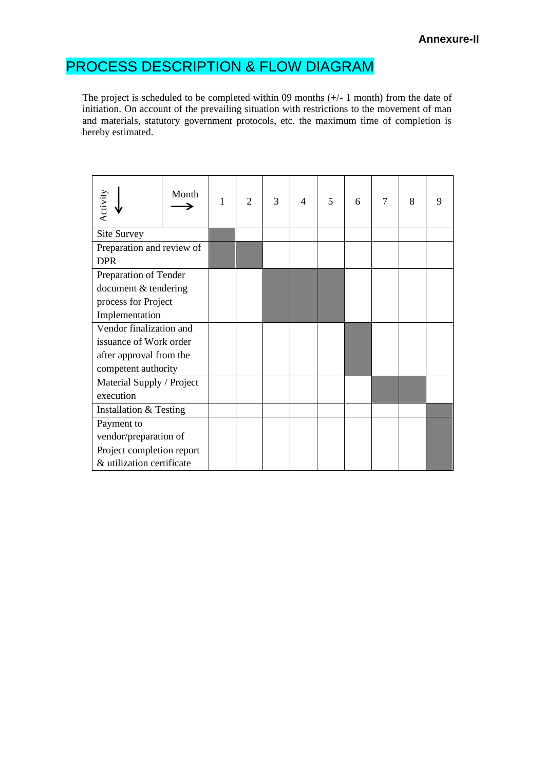**Annexure-II**

# PROCESS DESCRIPTION & FLOW DIAGRAM

The project is scheduled to be completed within 09 months (+/- 1 month) from the date of initiation. On account of the prevailing situation with restrictions to the movement of man and materials, statutory government protocols, etc. the maximum time of completion is hereby estimated.

| Activity ↓ / Month → | 1 | 2 | 3 | 4 | 5 | 6 | 7 | 8 | 9 |
|---|---|---|---|---|---|---|---|---|---|
| Site Survey | ■ | | | | | | | | |
| Preparation and review of DPR | ■ | ■ | | | | | | | |
| Preparation of Tender document & tendering process for Project Implementation | | | ■ | ■ | ■ | | | | |
| Vendor finalization and issuance of Work order after approval from the competent authority | | | | | | ■ | | | |
| Material Supply / Project execution | | | | | | | ■ | ■ | |
| Installation & Testing | | | | | | | | | ■ |
| Payment to vendor/preparation of Project completion report & utilization certificate | | | | | | | | | ■ |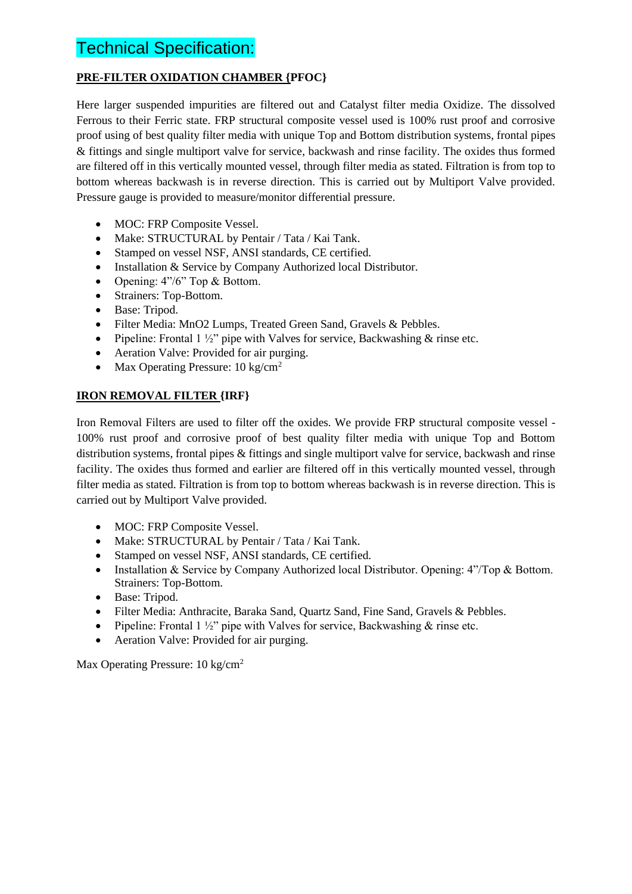# Technical Specification:

**PRE-FILTER OXIDATION CHAMBER {PFOC}**

Here larger suspended impurities are filtered out and Catalyst filter media Oxidize. The dissolved Ferrous to their Ferric state. FRP structural composite vessel used is 100% rust proof and corrosive proof using of best quality filter media with unique Top and Bottom distribution systems, frontal pipes & fittings and single multiport valve for service, backwash and rinse facility. The oxides thus formed are filtered off in this vertically mounted vessel, through filter media as stated. Filtration is from top to bottom whereas backwash is in reverse direction. This is carried out by Multiport Valve provided. Pressure gauge is provided to measure/monitor differential pressure.

- MOC: FRP Composite Vessel.
- Make: STRUCTURAL by Pentair / Tata / Kai Tank.
- Stamped on vessel NSF, ANSI standards, CE certified.
- Installation & Service by Company Authorized local Distributor.
- Opening: 4"/6" Top & Bottom.
- Strainers: Top-Bottom.
- Base: Tripod.
- Filter Media: $MnO_2$ Lumps, Treated Green Sand, Gravels & Pebbles.
- Pipeline: Frontal 1 ½" pipe with Valves for service, Backwashing & rinse etc.
- Aeration Valve: Provided for air purging.
- Max Operating Pressure: 10 $kg/cm^2$

**IRON REMOVAL FILTER {IRF}**

Iron Removal Filters are used to filter off the oxides. We provide FRP structural composite vessel - 100% rust proof and corrosive proof of best quality filter media with unique Top and Bottom distribution systems, frontal pipes & fittings and single multiport valve for service, backwash and rinse facility. The oxides thus formed and earlier are filtered off in this vertically mounted vessel, through filter media as stated. Filtration is from top to bottom whereas backwash is in reverse direction. This is carried out by Multiport Valve provided.

- MOC: FRP Composite Vessel.
- Make: STRUCTURAL by Pentair / Tata / Kai Tank.
- Stamped on vessel NSF, ANSI standards, CE certified.
- Installation & Service by Company Authorized local Distributor. Opening: 4"/Top & Bottom. Strainers: Top-Bottom.
- Base: Tripod.
- Filter Media: Anthracite, Baraka Sand, Quartz Sand, Fine Sand, Gravels & Pebbles.
- Pipeline: Frontal 1 ½" pipe with Valves for service, Backwashing & rinse etc.
- Aeration Valve: Provided for air purging.

Max Operating Pressure: 10 $kg/cm^2$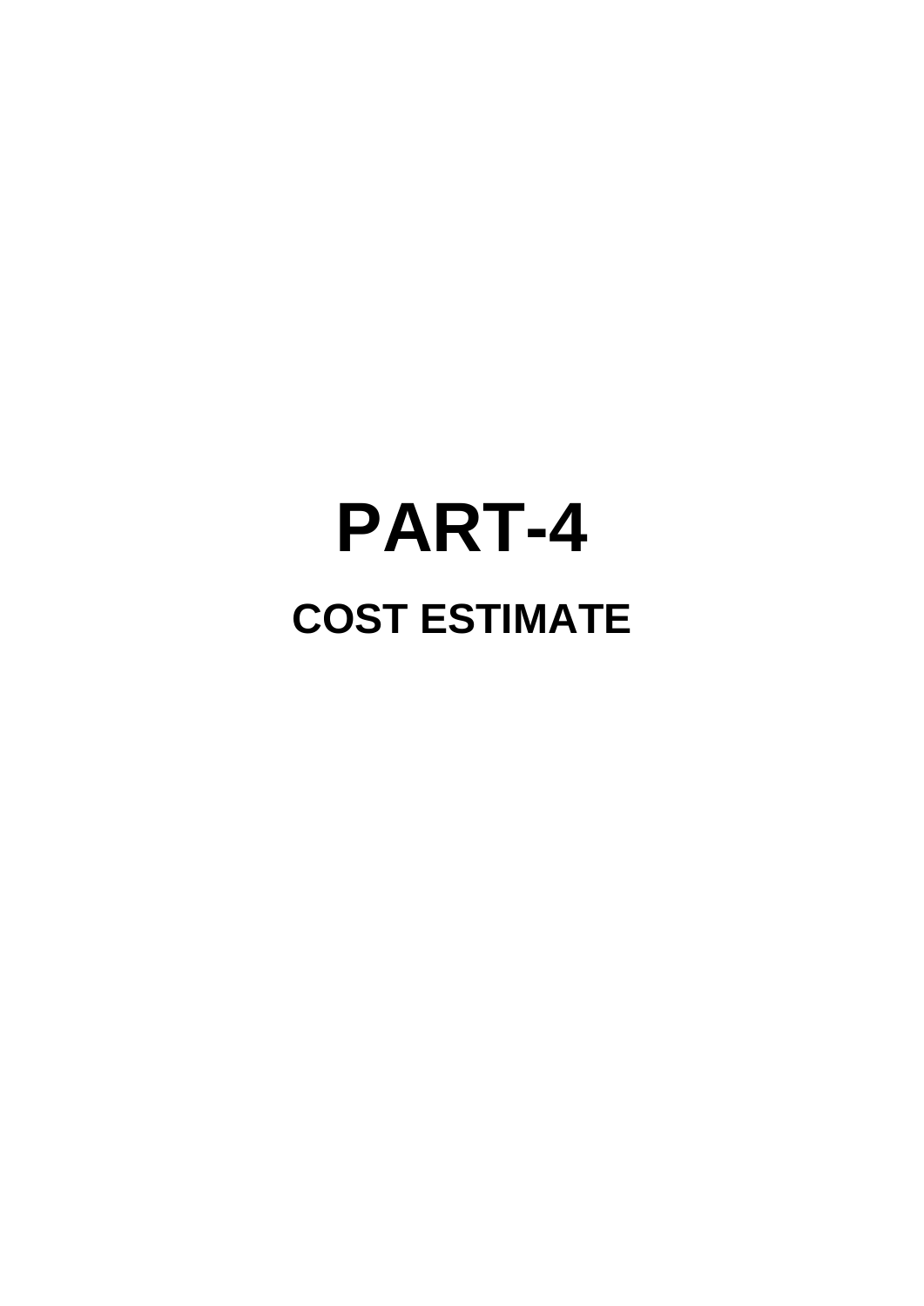# PART-4

## COST ESTIMATE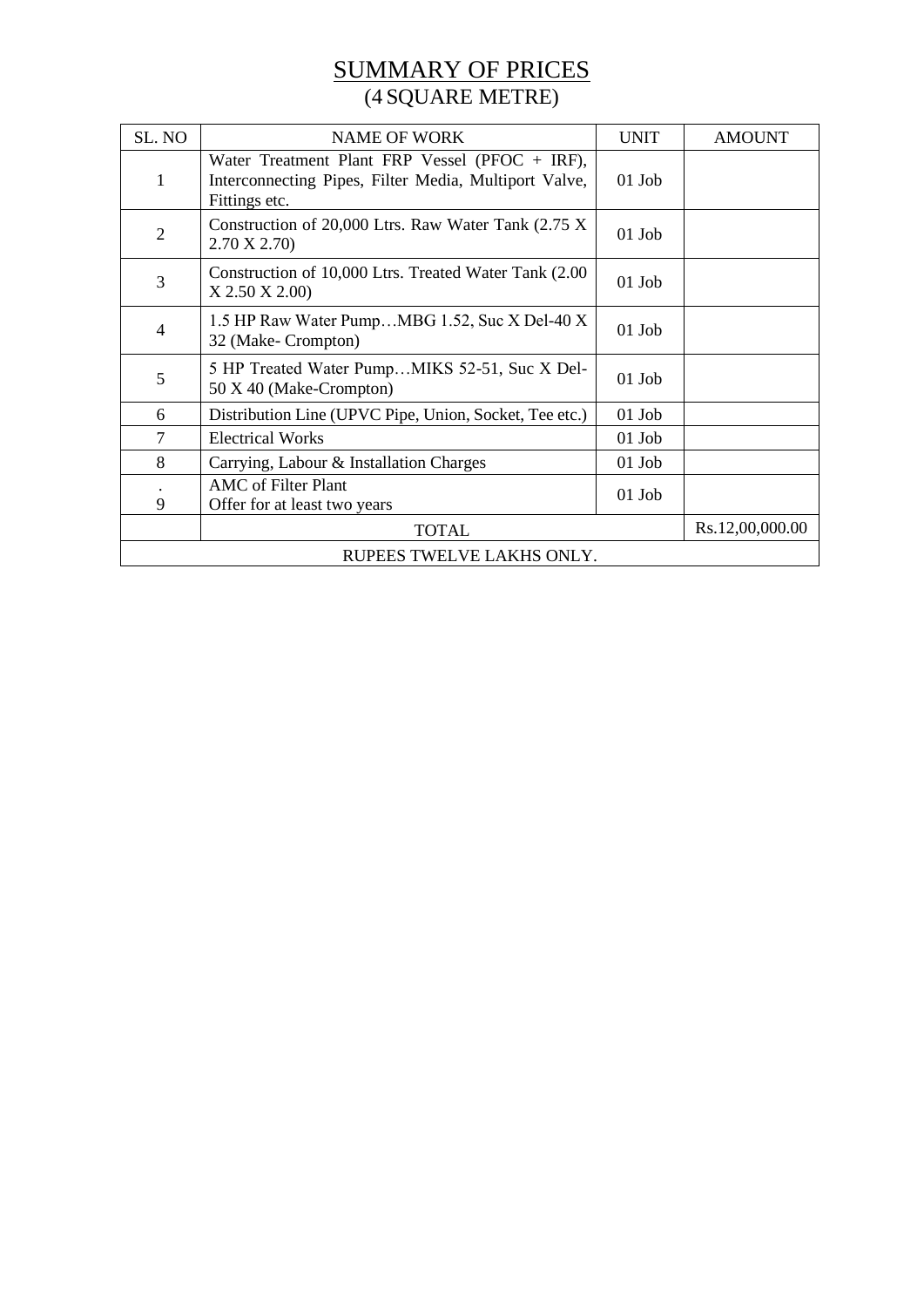# SUMMARY OF PRICES
## (4 SQUARE METRE)

| SL. NO | NAME OF WORK | UNIT | AMOUNT |
|---|---|---|---|
| 1 | Water Treatment Plant FRP Vessel (PFOC + IRF), Interconnecting Pipes, Filter Media, Multiport Valve, Fittings etc. | 01 Job | |
| 2 | Construction of 20,000 Ltrs. Raw Water Tank (2.75 X 2.70 X 2.70) | 01 Job | |
| 3 | Construction of 10,000 Ltrs. Treated Water Tank (2.00 X 2.50 X 2.00) | 01 Job | |
| 4 | 1.5 HP Raw Water Pump…MBG 1.52, Suc X Del-40 X 32 (Make- Crompton) | 01 Job | |
| 5 | 5 HP Treated Water Pump…MIKS 52-51, Suc X Del-50 X 40 (Make-Crompton) | 01 Job | |
| 6 | Distribution Line (UPVC Pipe, Union, Socket, Tee etc.) | 01 Job | |
| 7 | Electrical Works | 01 Job | |
| 8 | Carrying, Labour & Installation Charges | 01 Job | |
| . 9 | AMC of Filter Plant<br>Offer for at least two years | 01 Job | |
| | TOTAL | | Rs.12,00,000.00 |
| RUPEES TWELVE LAKHS ONLY. | | | |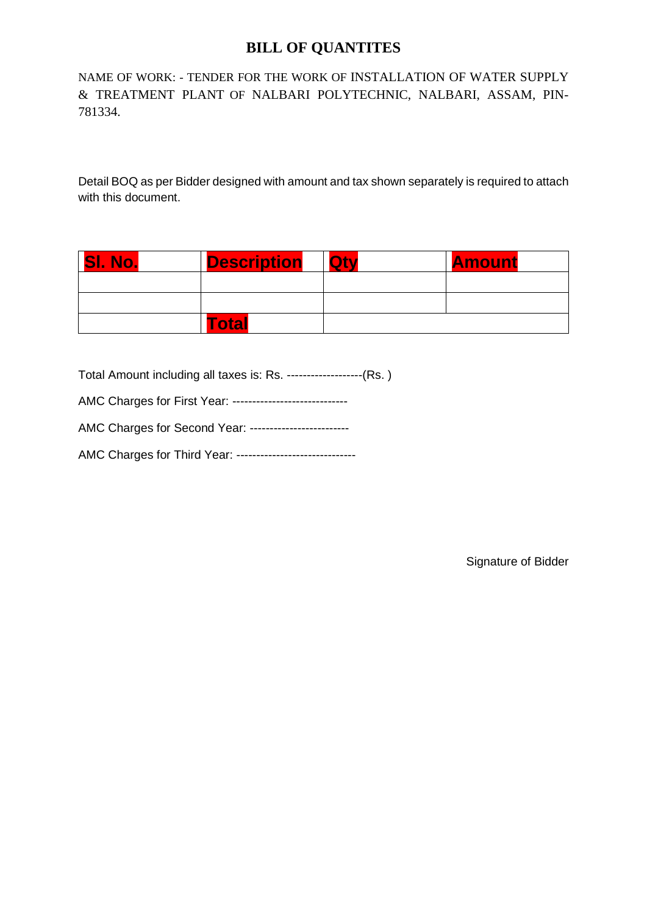# BILL OF QUANTITES

NAME OF WORK: - TENDER FOR THE WORK OF INSTALLATION OF WATER SUPPLY & TREATMENT PLANT OF NALBARI POLYTECHNIC, NALBARI, ASSAM, PIN-781334.

Detail BOQ as per Bidder designed with amount and tax shown separately is required to attach with this document.

| Sl. No. | Description | Qty | Amount |
|---|---|---|---|
| | | | |
| | | | |
| | Total | | |

Total Amount including all taxes is: Rs. -------------------(Rs. )

AMC Charges for First Year: -----------------------------

AMC Charges for Second Year: ------------------------

AMC Charges for Third Year: ------------------------------

Signature of Bidder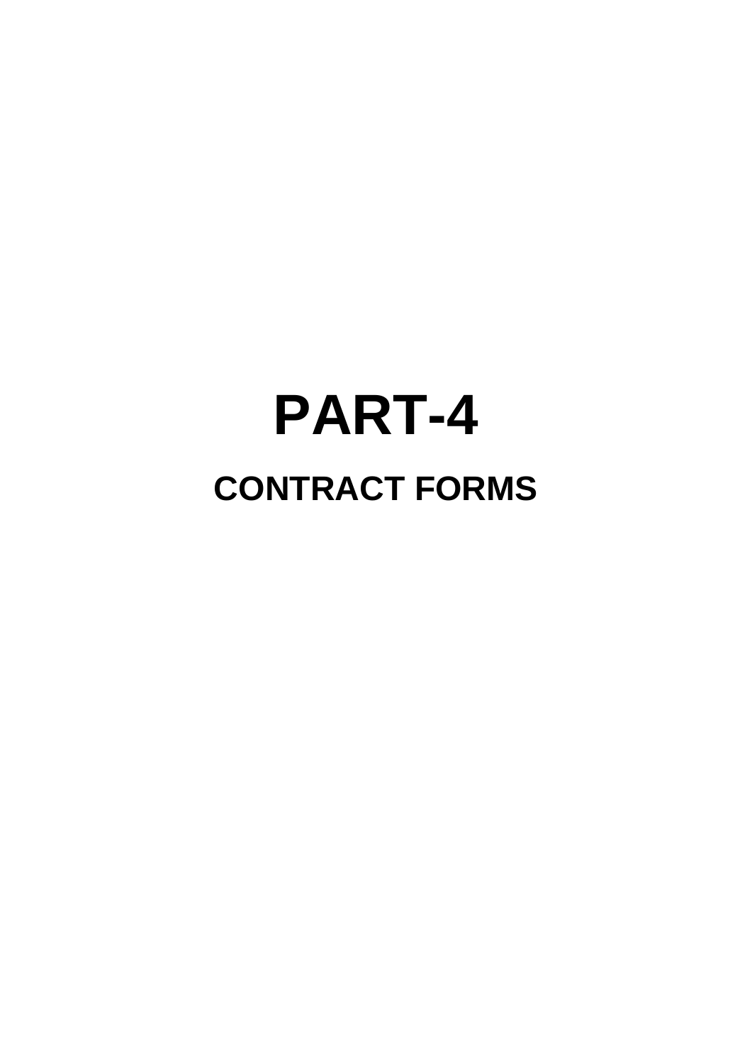# PART-4

## CONTRACT FORMS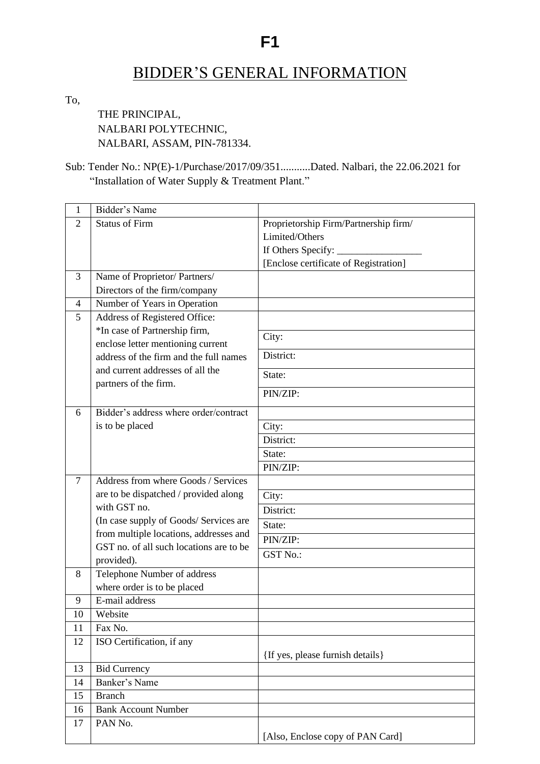# F1

## BIDDER'S GENERAL INFORMATION

To,

THE PRINCIPAL,
NALBARI POLYTECHNIC,
NALBARI, ASSAM, PIN-781334.

Sub: Tender No.: NP(E)-1/Purchase/2017/09/351...........Dated. Nalbari, the 22.06.2021 for "Installation of Water Supply & Treatment Plant."

| | | |
|---|---|---|
| 1 | Bidder's Name | |
| 2 | Status of Firm | Proprietorship Firm/Partnership firm/ Limited/Others<br>If Others Specify: _________________<br>[Enclose certificate of Registration] |
| 3 | Name of Proprietor/ Partners/ Directors of the firm/company | |
| 4 | Number of Years in Operation | |
| 5 | Address of Registered Office:<br>*In case of Partnership firm, enclose letter mentioning current address of the firm and the full names and current addresses of all the partners of the firm. | |
| | | City: |
| | | District: |
| | | State: |
| | | PIN/ZIP: |
| 6 | Bidder's address where order/contract is to be placed | |
| | | City: |
| | | District: |
| | | State: |
| | | PIN/ZIP: |
| 7 | Address from where Goods / Services are to be dispatched / provided along with GST no.<br>(In case supply of Goods/ Services are from multiple locations, addresses and GST no. of all such locations are to be provided). | |
| | | City: |
| | | District: |
| | | State: |
| | | PIN/ZIP: |
| | | GST No.: |
| 8 | Telephone Number of address where order is to be placed | |
| 9 | E-mail address | |
| 10 | Website | |
| 11 | Fax No. | |
| 12 | ISO Certification, if any | {If yes, please furnish details} |
| 13 | Bid Currency | |
| 14 | Banker's Name | |
| 15 | Branch | |
| 16 | Bank Account Number | |
| 17 | PAN No. | [Also, Enclose copy of PAN Card] |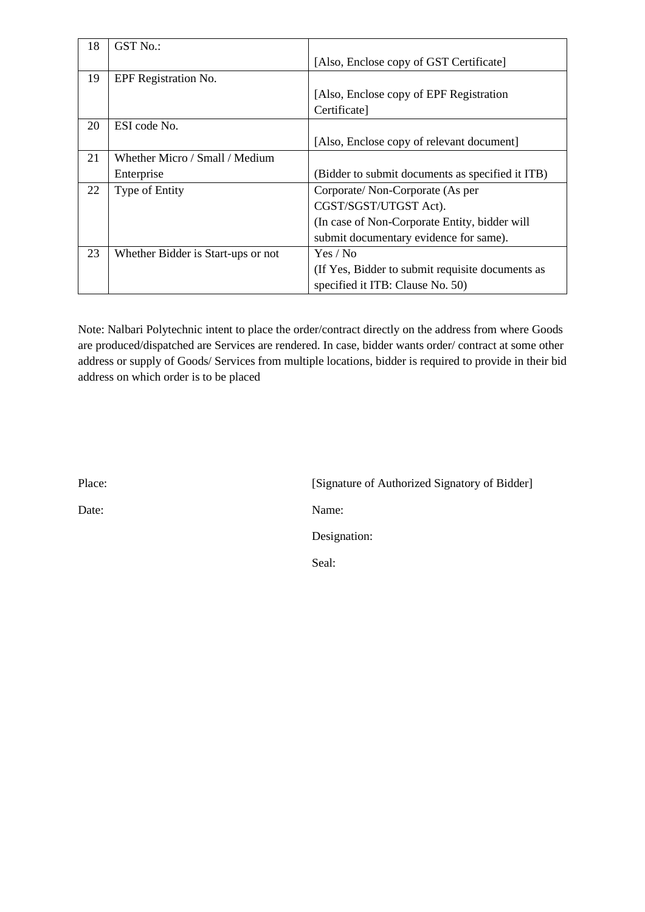| 18 | GST No.: | [Also, Enclose copy of GST Certificate] |
|---|---|---|
| 19 | EPF Registration No. | [Also, Enclose copy of EPF Registration Certificate] |
| 20 | ESI code No. | [Also, Enclose copy of relevant document] |
| 21 | Whether Micro / Small / Medium Enterprise | (Bidder to submit documents as specified it ITB) |
| 22 | Type of Entity | Corporate/ Non-Corporate (As per CGST/SGST/UTGST Act).<br>(In case of Non-Corporate Entity, bidder will submit documentary evidence for same). |
| 23 | Whether Bidder is Start-ups or not | Yes / No<br>(If Yes, Bidder to submit requisite documents as specified it ITB: Clause No. 50) |

Note: Nalbari Polytechnic intent to place the order/contract directly on the address from where Goods are produced/dispatched are Services are rendered. In case, bidder wants order/ contract at some other address or supply of Goods/ Services from multiple locations, bidder is required to provide in their bid address on which order is to be placed

Place: [Signature of Authorized Signatory of Bidder]

Date: Name:

Designation:

Seal: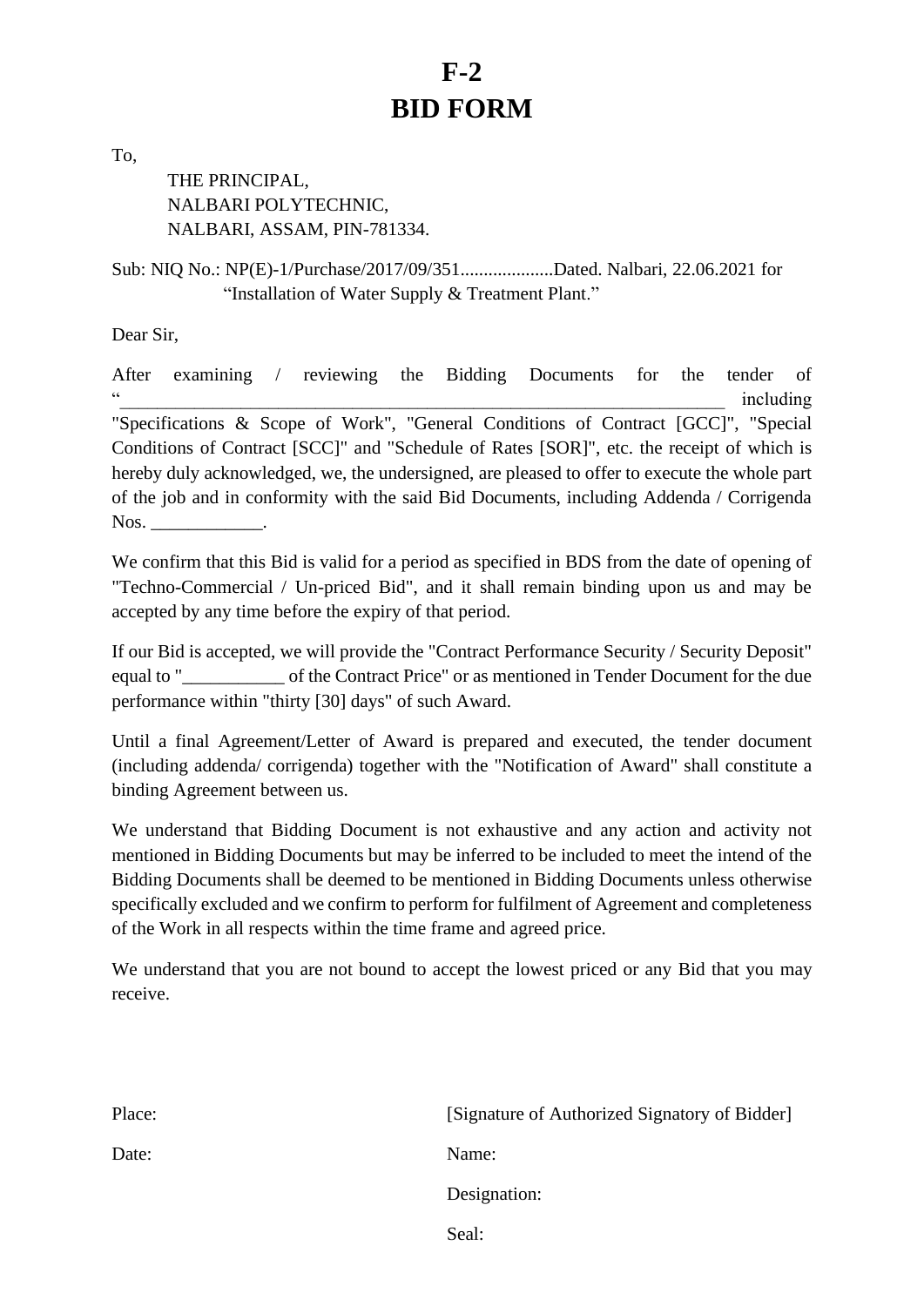# F-2
# BID FORM

To,

THE PRINCIPAL,
NALBARI POLYTECHNIC,
NALBARI, ASSAM, PIN-781334.

Sub: NIQ No.: NP(E)-1/Purchase/2017/09/351....................Dated. Nalbari, 22.06.2021 for "Installation of Water Supply & Treatment Plant."

Dear Sir,

After examining / reviewing the Bidding Documents for the tender of "_______________________________________________________________ including "Specifications & Scope of Work", "General Conditions of Contract [GCC]", "Special Conditions of Contract [SCC]" and "Schedule of Rates [SOR]", etc. the receipt of which is hereby duly acknowledged, we, the undersigned, are pleased to offer to execute the whole part of the job and in conformity with the said Bid Documents, including Addenda / Corrigenda Nos. ____________.

We confirm that this Bid is valid for a period as specified in BDS from the date of opening of "Techno-Commercial / Un-priced Bid", and it shall remain binding upon us and may be accepted by any time before the expiry of that period.

If our Bid is accepted, we will provide the "Contract Performance Security / Security Deposit" equal to "___________ of the Contract Price" or as mentioned in Tender Document for the due performance within "thirty [30] days" of such Award.

Until a final Agreement/Letter of Award is prepared and executed, the tender document (including addenda/ corrigenda) together with the "Notification of Award" shall constitute a binding Agreement between us.

We understand that Bidding Document is not exhaustive and any action and activity not mentioned in Bidding Documents but may be inferred to be included to meet the intend of the Bidding Documents shall be deemed to be mentioned in Bidding Documents unless otherwise specifically excluded and we confirm to perform for fulfilment of Agreement and completeness of the Work in all respects within the time frame and agreed price.

We understand that you are not bound to accept the lowest priced or any Bid that you may receive.

Place: [Signature of Authorized Signatory of Bidder]

Date: Name:

Designation:

Seal: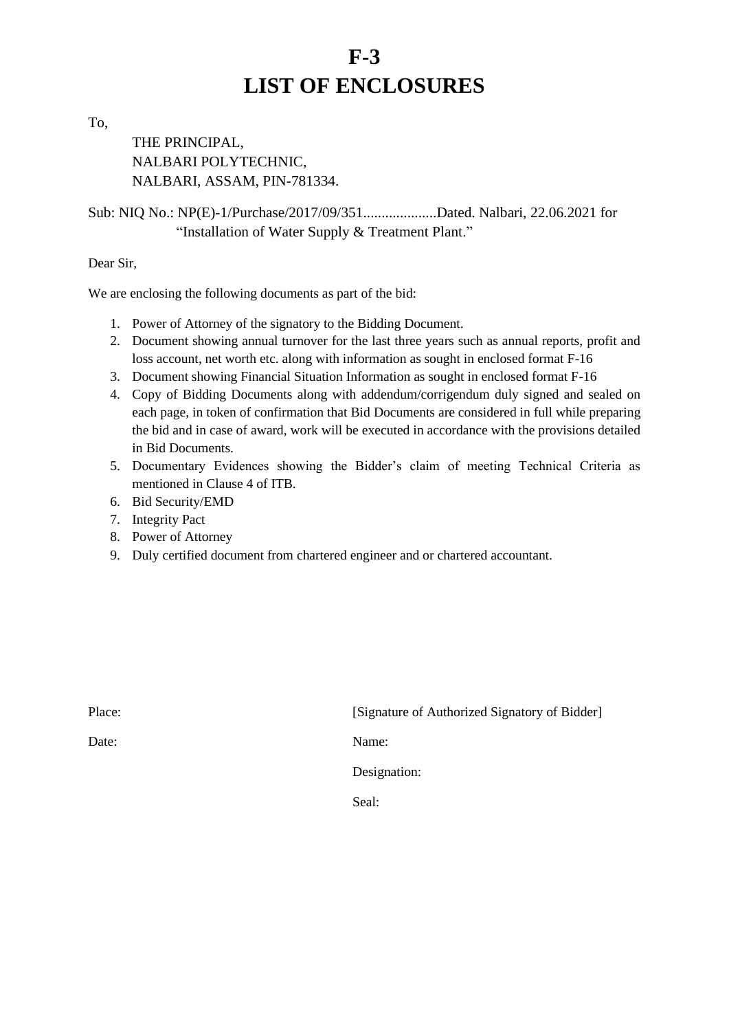# F-3
# LIST OF ENCLOSURES

To,

THE PRINCIPAL,
NALBARI POLYTECHNIC,
NALBARI, ASSAM, PIN-781334.

Sub: NIQ No.: NP(E)-1/Purchase/2017/09/351....................Dated. Nalbari, 22.06.2021 for "Installation of Water Supply & Treatment Plant."

Dear Sir,

We are enclosing the following documents as part of the bid:

1. Power of Attorney of the signatory to the Bidding Document.
2. Document showing annual turnover for the last three years such as annual reports, profit and loss account, net worth etc. along with information as sought in enclosed format F-16
3. Document showing Financial Situation Information as sought in enclosed format F-16
4. Copy of Bidding Documents along with addendum/corrigendum duly signed and sealed on each page, in token of confirmation that Bid Documents are considered in full while preparing the bid and in case of award, work will be executed in accordance with the provisions detailed in Bid Documents.
5. Documentary Evidences showing the Bidder's claim of meeting Technical Criteria as mentioned in Clause 4 of ITB.
6. Bid Security/EMD
7. Integrity Pact
8. Power of Attorney
9. Duly certified document from chartered engineer and or chartered accountant.

Place: [Signature of Authorized Signatory of Bidder]

Date: Name:

Designation:

Seal: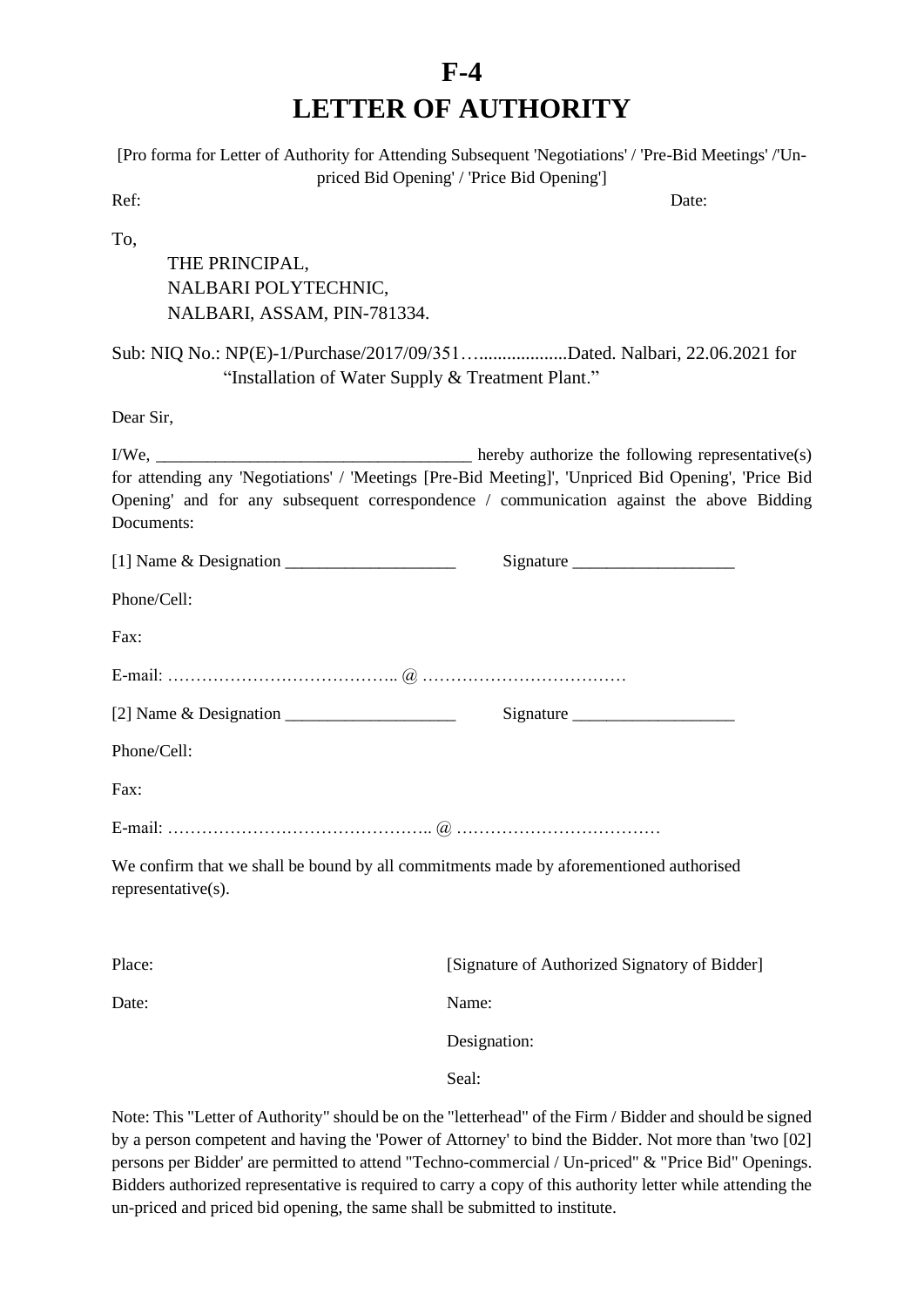# F-4

# LETTER OF AUTHORITY

[Pro forma for Letter of Authority for Attending Subsequent 'Negotiations' / 'Pre-Bid Meetings' /'Un-priced Bid Opening' / 'Price Bid Opening']

Ref: Date:

To,

THE PRINCIPAL,
NALBARI POLYTECHNIC,
NALBARI, ASSAM, PIN-781334.

Sub: NIQ No.: NP(E)-1/Purchase/2017/09/351…..................Dated. Nalbari, 22.06.2021 for "Installation of Water Supply & Treatment Plant."

Dear Sir,

I/We, ____________________________________ hereby authorize the following representative(s) for attending any 'Negotiations' / 'Meetings [Pre-Bid Meeting]', 'Unpriced Bid Opening', 'Price Bid Opening' and for any subsequent correspondence / communication against the above Bidding Documents:

[1] Name & Designation ____________________ Signature ___________________

Phone/Cell:

Fax:

E-mail: ………………………………….. @ ………………………………

[2] Name & Designation ____________________ Signature ___________________

Phone/Cell:

Fax:

E-mail: ……………………………………….. @ ………………………………

We confirm that we shall be bound by all commitments made by aforementioned authorised representative(s).

Place: [Signature of Authorized Signatory of Bidder]

Date: Name:

Designation:

Seal:

Note: This "Letter of Authority" should be on the "letterhead" of the Firm / Bidder and should be signed by a person competent and having the 'Power of Attorney' to bind the Bidder. Not more than 'two [02] persons per Bidder' are permitted to attend "Techno-commercial / Un-priced" & "Price Bid" Openings. Bidders authorized representative is required to carry a copy of this authority letter while attending the un-priced and priced bid opening, the same shall be submitted to institute.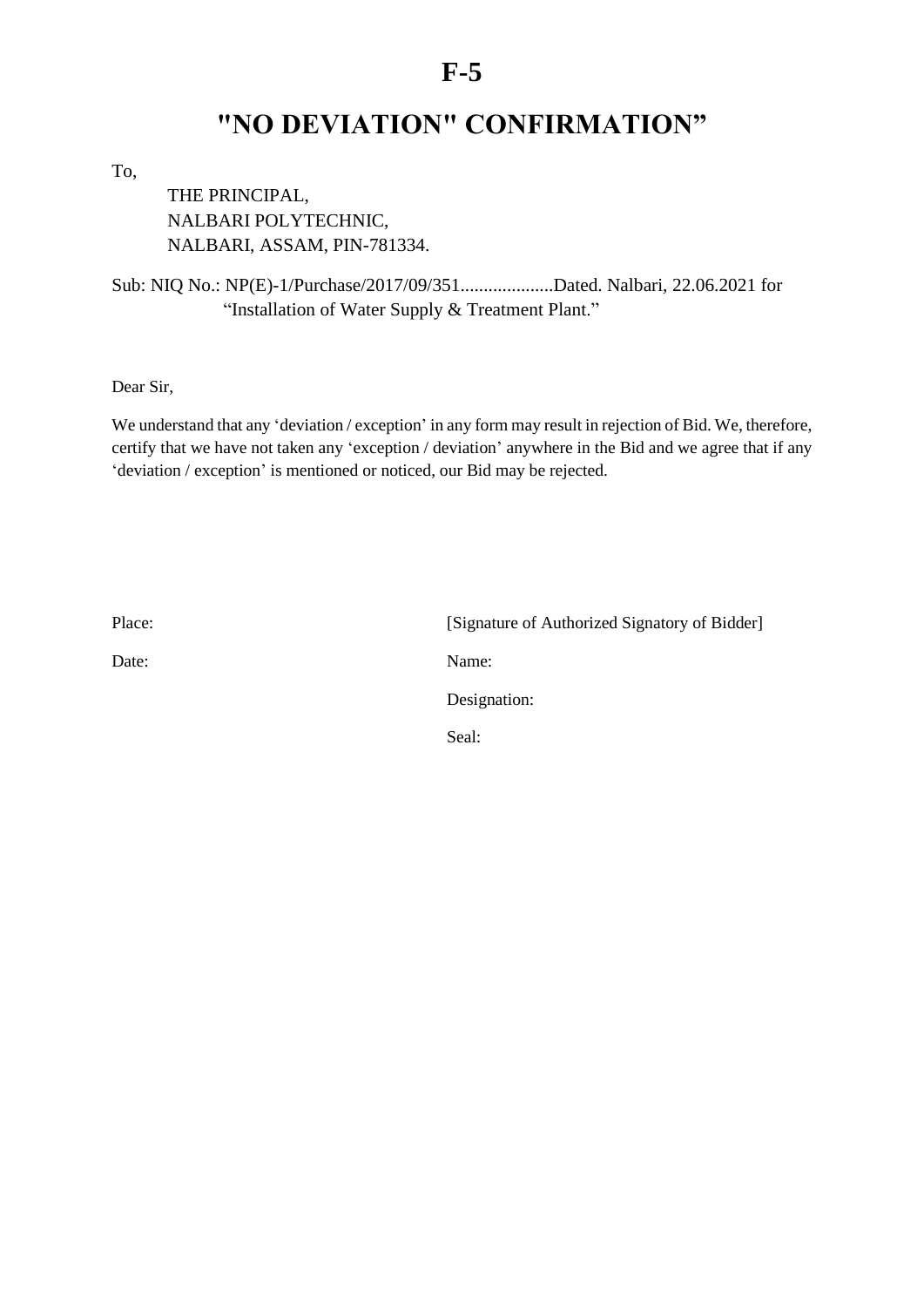# F-5

# "NO DEVIATION" CONFIRMATION"

To,

THE PRINCIPAL,
NALBARI POLYTECHNIC,
NALBARI, ASSAM, PIN-781334.

Sub: NIQ No.: NP(E)-1/Purchase/2017/09/351....................Dated. Nalbari, 22.06.2021 for "Installation of Water Supply & Treatment Plant."

Dear Sir,

We understand that any 'deviation / exception' in any form may result in rejection of Bid. We, therefore, certify that we have not taken any 'exception / deviation' anywhere in the Bid and we agree that if any 'deviation / exception' is mentioned or noticed, our Bid may be rejected.

Place: [Signature of Authorized Signatory of Bidder]

Date: Name:

Designation:

Seal: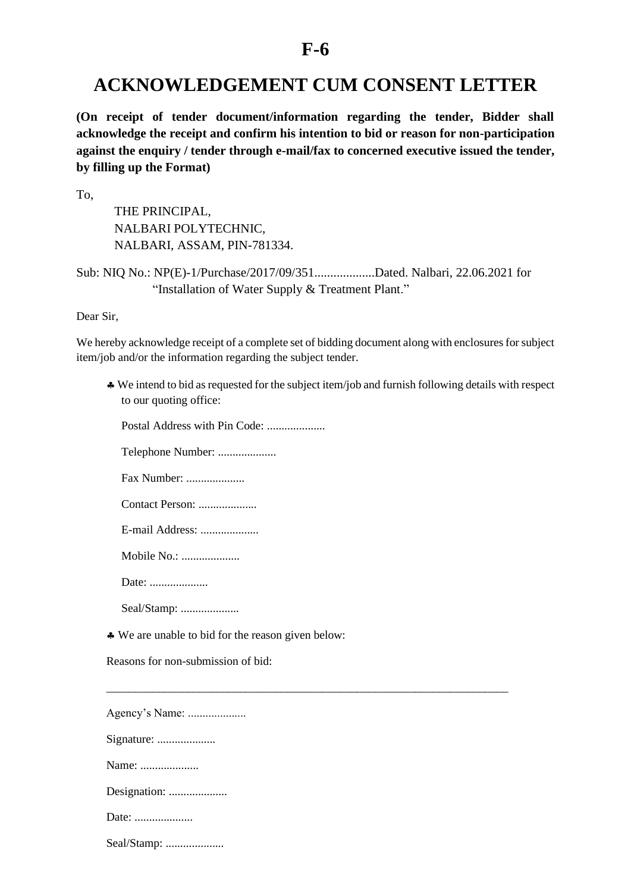# F-6

# ACKNOWLEDGEMENT CUM CONSENT LETTER

**(On receipt of tender document/information regarding the tender, Bidder shall acknowledge the receipt and confirm his intention to bid or reason for non-participation against the enquiry / tender through e-mail/fax to concerned executive issued the tender, by filling up the Format)**

To,

THE PRINCIPAL,
NALBARI POLYTECHNIC,
NALBARI, ASSAM, PIN-781334.

Sub: NIQ No.: NP(E)-1/Purchase/2017/09/351...................Dated. Nalbari, 22.06.2021 for "Installation of Water Supply & Treatment Plant."

Dear Sir,

We hereby acknowledge receipt of a complete set of bidding document along with enclosures for subject item/job and/or the information regarding the subject tender.

♣ We intend to bid as requested for the subject item/job and furnish following details with respect to our quoting office:

Postal Address with Pin Code: ....................

Telephone Number: ....................

Fax Number: ....................

Contact Person: ....................

E-mail Address: ....................

Mobile No.: ....................

Date: ....................

Seal/Stamp: ....................

♣ We are unable to bid for the reason given below:

Reasons for non-submission of bid:

___________________________________________________________________________

Agency's Name: ....................

Signature: ....................

Name: ....................

Designation: ....................

Date: ....................

Seal/Stamp: ....................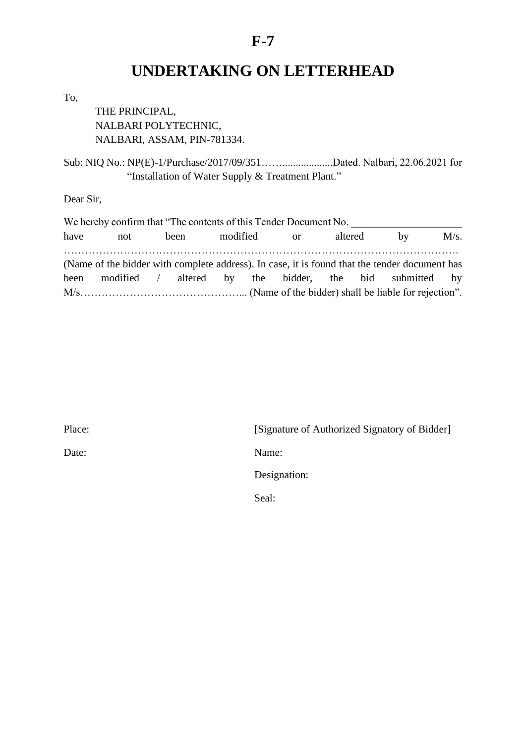# F-7

# UNDERTAKING ON LETTERHEAD

To,

THE PRINCIPAL,
NALBARI POLYTECHNIC,
NALBARI, ASSAM, PIN-781334.

Sub: NIQ No.: NP(E)-1/Purchase/2017/09/351……...................Dated. Nalbari, 22.06.2021 for "Installation of Water Supply & Treatment Plant."

Dear Sir,

We hereby confirm that "The contents of this Tender Document No. ____________________ have not been modified or altered by M/s. ………………………………………………………………………………………………… (Name of the bidder with complete address). In case, it is found that the tender document has been modified / altered by the bidder, the bid submitted by M/s………………………………………... (Name of the bidder) shall be liable for rejection".

Place: [Signature of Authorized Signatory of Bidder]

Date: Name:

Designation:

Seal: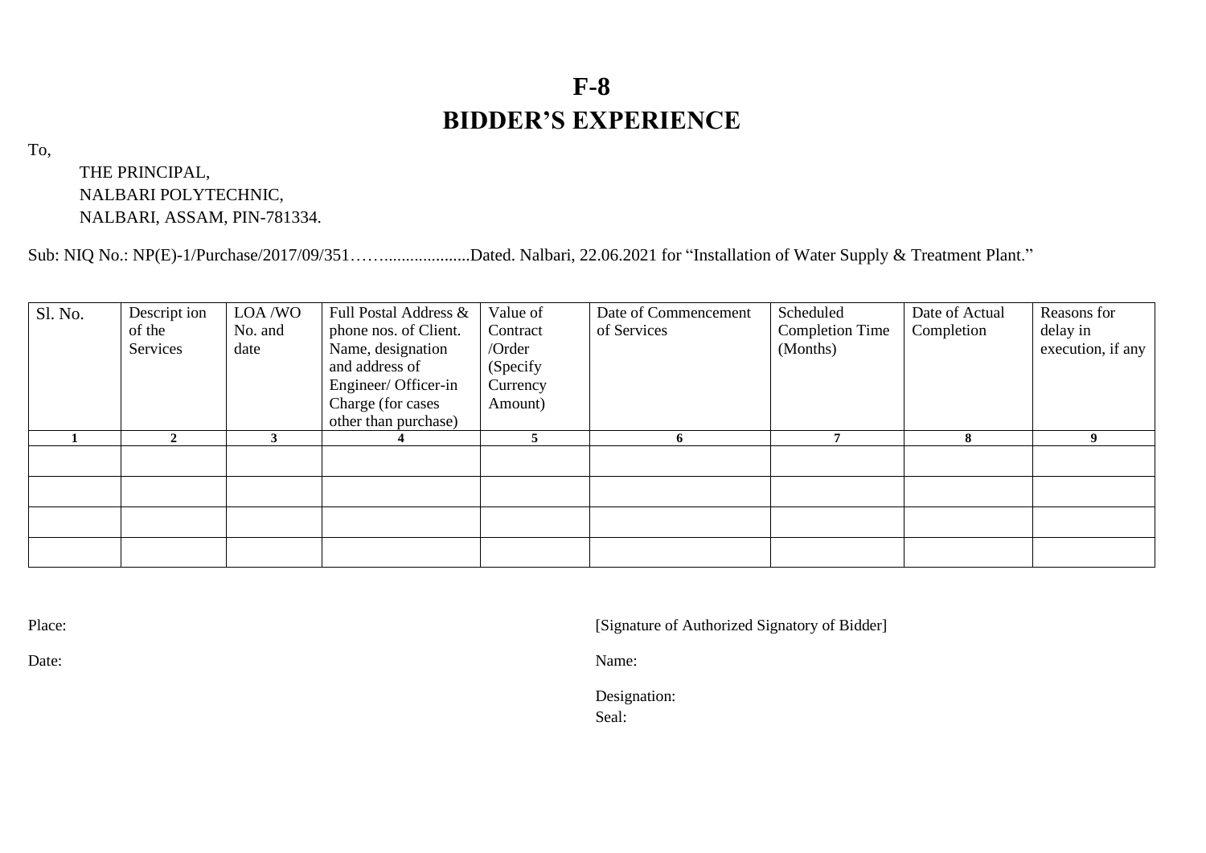# F-8
# BIDDER'S EXPERIENCE

To,

THE PRINCIPAL,
NALBARI POLYTECHNIC,
NALBARI, ASSAM, PIN-781334.

Sub: NIQ No.: NP(E)-1/Purchase/2017/09/351……....................Dated. Nalbari, 22.06.2021 for "Installation of Water Supply & Treatment Plant."

| Sl. No. | Descript ion of the Services | LOA /WO No. and date | Full Postal Address & phone nos. of Client. Name, designation and address of Engineer/ Officer-in Charge (for cases other than purchase) | Value of Contract /Order (Specify Currency Amount) | Date of Commencement of Services | Scheduled Completion Time (Months) | Date of Actual Completion | Reasons for delay in execution, if any |
|---|---|---|---|---|---|---|---|---|
| **1** | **2** | **3** | **4** | **5** | **6** | **7** | **8** | **9** |
| | | | | | | | | |
| | | | | | | | | |
| | | | | | | | | |
| | | | | | | | | |

Place:

Date:

[Signature of Authorized Signatory of Bidder]

Name:

Designation:

Seal: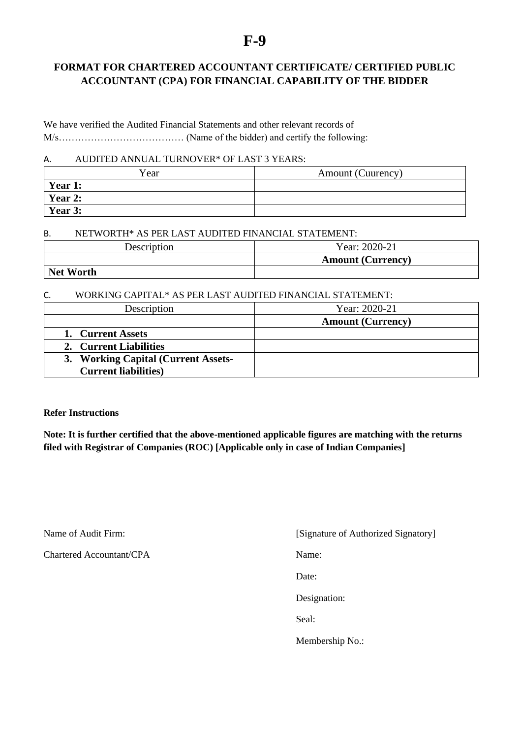# F-9

## FORMAT FOR CHARTERED ACCOUNTANT CERTIFICATE/ CERTIFIED PUBLIC ACCOUNTANT (CPA) FOR FINANCIAL CAPABILITY OF THE BIDDER

We have verified the Audited Financial Statements and other relevant records of M/s………………………………… (Name of the bidder) and certify the following:

A. AUDITED ANNUAL TURNOVER* OF LAST 3 YEARS:

| Year | Amount (Cuurency) |
|---|---|
| **Year 1:** | |
| **Year 2:** | |
| **Year 3:** | |

B. NETWORTH* AS PER LAST AUDITED FINANCIAL STATEMENT:

| Description | Year: 2020-21 |
|---|---|
| | **Amount (Currency)** |
| **Net Worth** | |

C. WORKING CAPITAL* AS PER LAST AUDITED FINANCIAL STATEMENT:

| Description | Year: 2020-21 |
|---|---|
| | **Amount (Currency)** |
| **1. Current Assets** | |
| **2. Current Liabilities** | |
| **3. Working Capital (Current Assets-Current liabilities)** | |

**Refer Instructions**

**Note: It is further certified that the above-mentioned applicable figures are matching with the returns filed with Registrar of Companies (ROC) [Applicable only in case of Indian Companies]**

Name of Audit Firm:

Chartered Accountant/CPA

[Signature of Authorized Signatory]

Name:

Date:

Designation:

Seal:

Membership No.: